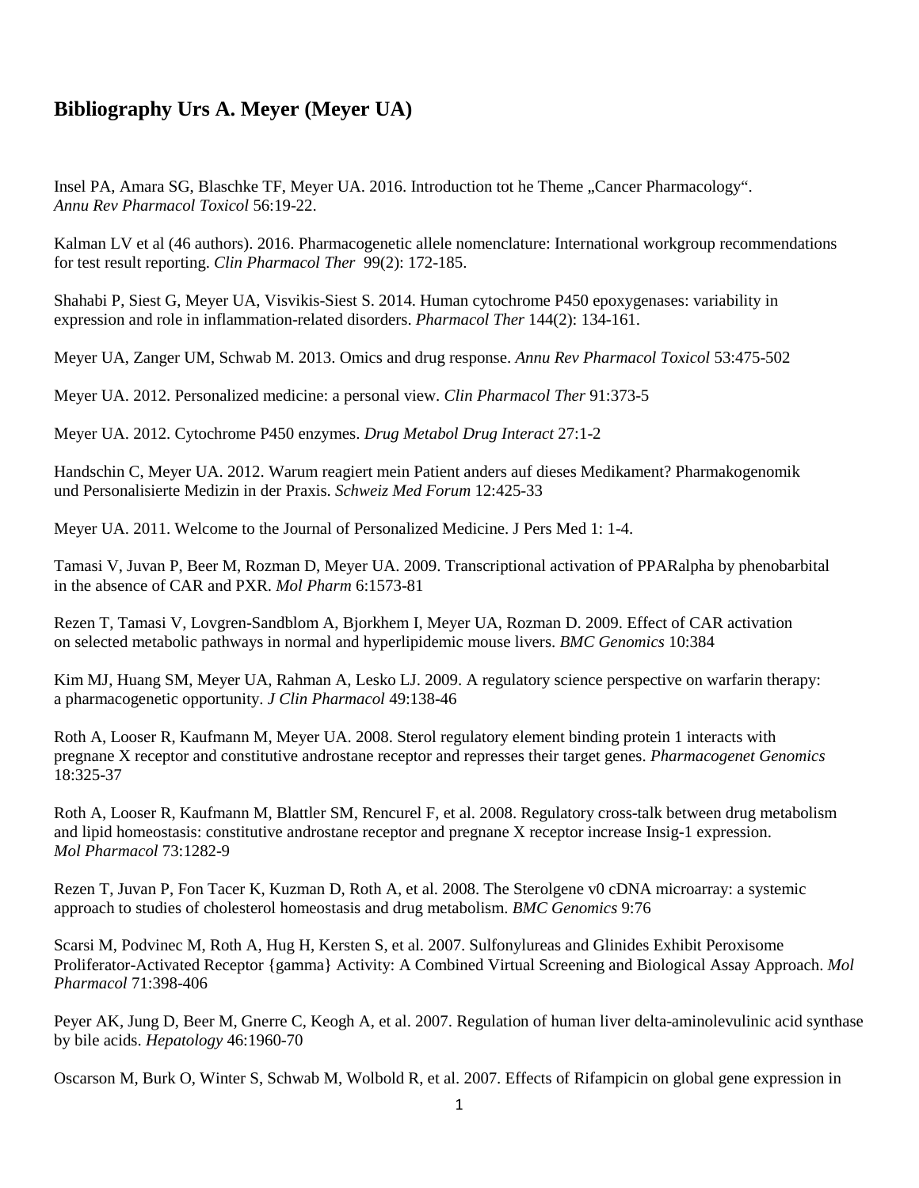# Bibliography Urs A. Meyer (Meyer UA)

Insel PA, Amara SG, Blaschke TF, Meyer UA. 2016. Introduction tot he Theme „Cancer Pharmacology". *Annu Rev Pharmacol Toxicol* 56:19-22.

Kalman LV et al (46 authors). 2016. Pharmacogenetic allele nomenclature: International workgroup recommendations for test result reporting. *Clin Pharmacol Ther* 99(2): 172-185.

Shahabi P, Siest G, Meyer UA, Visvikis-Siest S. 2014. Human cytochrome P450 epoxygenases: variability in expression and role in inflammation-related disorders. *Pharmacol Ther* 144(2): 134-161.

Meyer UA, Zanger UM, Schwab M. 2013. Omics and drug response. *Annu Rev Pharmacol Toxicol* 53:475-502

Meyer UA. 2012. Personalized medicine: a personal view. *Clin Pharmacol Ther* 91:373-5

Meyer UA. 2012. Cytochrome P450 enzymes. *Drug Metabol Drug Interact* 27:1-2

Handschin C, Meyer UA. 2012. Warum reagiert mein Patient anders auf dieses Medikament? Pharmakogenomik und Personalisierte Medizin in der Praxis. *Schweiz Med Forum* 12:425-33

Meyer UA. 2011. Welcome to the Journal of Personalized Medicine. J Pers Med 1: 1-4.

Tamasi V, Juvan P, Beer M, Rozman D, Meyer UA. 2009. Transcriptional activation of PPARalpha by phenobarbital in the absence of CAR and PXR. *Mol Pharm* 6:1573-81

Rezen T, Tamasi V, Lovgren-Sandblom A, Bjorkhem I, Meyer UA, Rozman D. 2009. Effect of CAR activation on selected metabolic pathways in normal and hyperlipidemic mouse livers. *BMC Genomics* 10:384

Kim MJ, Huang SM, Meyer UA, Rahman A, Lesko LJ. 2009. A regulatory science perspective on warfarin therapy: a pharmacogenetic opportunity. *J Clin Pharmacol* 49:138-46

Roth A, Looser R, Kaufmann M, Meyer UA. 2008. Sterol regulatory element binding protein 1 interacts with pregnane X receptor and constitutive androstane receptor and represses their target genes. *Pharmacogenet Genomics* 18:325-37

Roth A, Looser R, Kaufmann M, Blattler SM, Rencurel F, et al. 2008. Regulatory cross-talk between drug metabolism and lipid homeostasis: constitutive androstane receptor and pregnane X receptor increase Insig-1 expression. *Mol Pharmacol* 73:1282-9

Rezen T, Juvan P, Fon Tacer K, Kuzman D, Roth A, et al. 2008. The Sterolgene v0 cDNA microarray: a systemic approach to studies of cholesterol homeostasis and drug metabolism. *BMC Genomics* 9:76

Scarsi M, Podvinec M, Roth A, Hug H, Kersten S, et al. 2007. Sulfonylureas and Glinides Exhibit Peroxisome Proliferator-Activated Receptor {gamma} Activity: A Combined Virtual Screening and Biological Assay Approach. *Mol Pharmacol* 71:398-406

Peyer AK, Jung D, Beer M, Gnerre C, Keogh A, et al. 2007. Regulation of human liver delta-aminolevulinic acid synthase by bile acids. *Hepatology* 46:1960-70

Oscarson M, Burk O, Winter S, Schwab M, Wolbold R, et al. 2007. Effects of Rifampicin on global gene expression in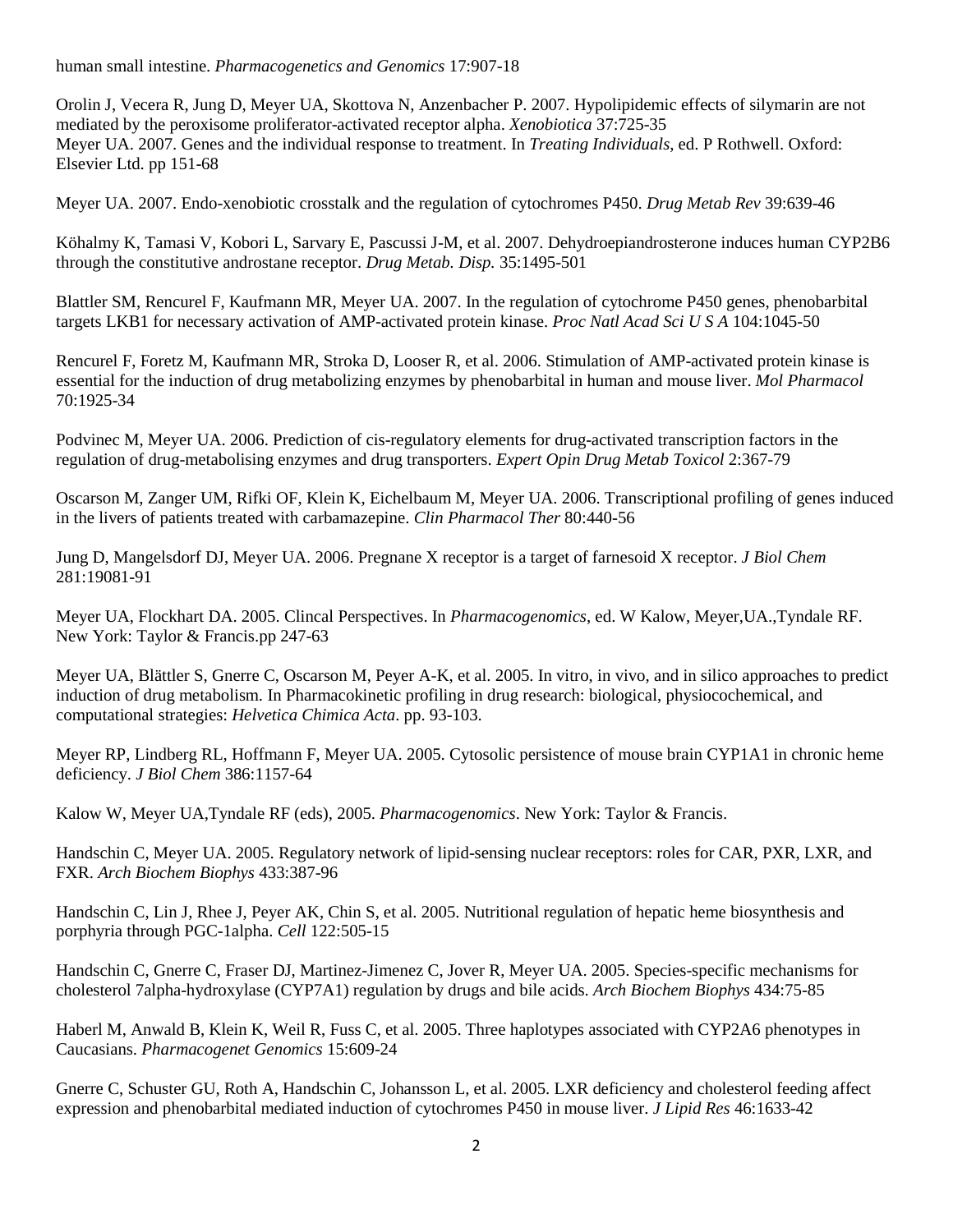human small intestine. *Pharmacogenetics and Genomics* 17:907-18

Orolin J, Vecera R, Jung D, Meyer UA, Skottova N, Anzenbacher P. 2007. Hypolipidemic effects of silymarin are not mediated by the peroxisome proliferator-activated receptor alpha. *Xenobiotica* 37:725-35
Meyer UA. 2007. Genes and the individual response to treatment. In *Treating Individuals*, ed. P Rothwell. Oxford: Elsevier Ltd. pp 151-68

Meyer UA. 2007. Endo-xenobiotic crosstalk and the regulation of cytochromes P450. *Drug Metab Rev* 39:639-46

Köhalmy K, Tamasi V, Kobori L, Sarvary E, Pascussi J-M, et al. 2007. Dehydroepiandrosterone induces human CYP2B6 through the constitutive androstane receptor. *Drug Metab. Disp.* 35:1495-501

Blattler SM, Rencurel F, Kaufmann MR, Meyer UA. 2007. In the regulation of cytochrome P450 genes, phenobarbital targets LKB1 for necessary activation of AMP-activated protein kinase. *Proc Natl Acad Sci U S A* 104:1045-50

Rencurel F, Foretz M, Kaufmann MR, Stroka D, Looser R, et al. 2006. Stimulation of AMP-activated protein kinase is essential for the induction of drug metabolizing enzymes by phenobarbital in human and mouse liver. *Mol Pharmacol* 70:1925-34

Podvinec M, Meyer UA. 2006. Prediction of cis-regulatory elements for drug-activated transcription factors in the regulation of drug-metabolising enzymes and drug transporters. *Expert Opin Drug Metab Toxicol* 2:367-79

Oscarson M, Zanger UM, Rifki OF, Klein K, Eichelbaum M, Meyer UA. 2006. Transcriptional profiling of genes induced in the livers of patients treated with carbamazepine. *Clin Pharmacol Ther* 80:440-56

Jung D, Mangelsdorf DJ, Meyer UA. 2006. Pregnane X receptor is a target of farnesoid X receptor. *J Biol Chem* 281:19081-91

Meyer UA, Flockhart DA. 2005. Clincal Perspectives. In *Pharmacogenomics*, ed. W Kalow, Meyer,UA.,Tyndale RF. New York: Taylor & Francis.pp 247-63

Meyer UA, Blättler S, Gnerre C, Oscarson M, Peyer A-K, et al. 2005. In vitro, in vivo, and in silico approaches to predict induction of drug metabolism. In Pharmacokinetic profiling in drug research: biological, physiocochemical, and computational strategies: *Helvetica Chimica Acta*. pp. 93-103.

Meyer RP, Lindberg RL, Hoffmann F, Meyer UA. 2005. Cytosolic persistence of mouse brain CYP1A1 in chronic heme deficiency. *J Biol Chem* 386:1157-64

Kalow W, Meyer UA,Tyndale RF (eds), 2005. *Pharmacogenomics*. New York: Taylor & Francis.

Handschin C, Meyer UA. 2005. Regulatory network of lipid-sensing nuclear receptors: roles for CAR, PXR, LXR, and FXR. *Arch Biochem Biophys* 433:387-96

Handschin C, Lin J, Rhee J, Peyer AK, Chin S, et al. 2005. Nutritional regulation of hepatic heme biosynthesis and porphyria through PGC-1alpha. *Cell* 122:505-15

Handschin C, Gnerre C, Fraser DJ, Martinez-Jimenez C, Jover R, Meyer UA. 2005. Species-specific mechanisms for cholesterol 7alpha-hydroxylase (CYP7A1) regulation by drugs and bile acids. *Arch Biochem Biophys* 434:75-85

Haberl M, Anwald B, Klein K, Weil R, Fuss C, et al. 2005. Three haplotypes associated with CYP2A6 phenotypes in Caucasians. *Pharmacogenet Genomics* 15:609-24

Gnerre C, Schuster GU, Roth A, Handschin C, Johansson L, et al. 2005. LXR deficiency and cholesterol feeding affect expression and phenobarbital mediated induction of cytochromes P450 in mouse liver. *J Lipid Res* 46:1633-42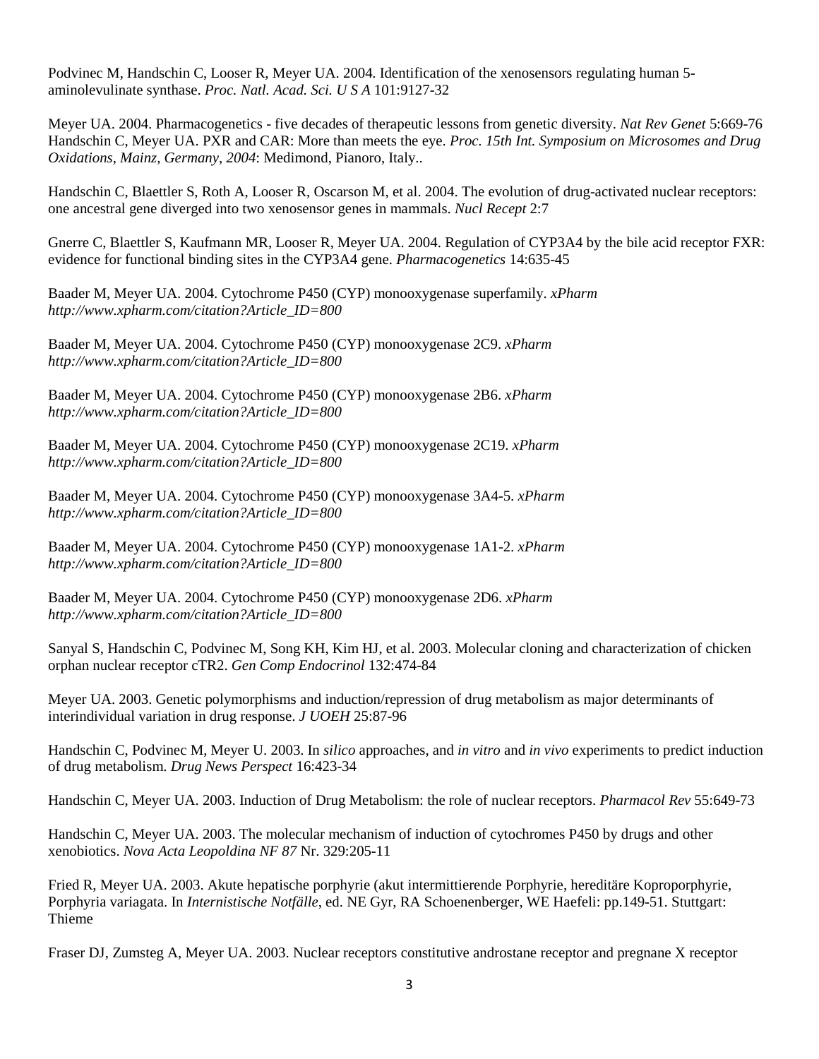Podvinec M, Handschin C, Looser R, Meyer UA. 2004. Identification of the xenosensors regulating human 5-aminolevulinate synthase. *Proc. Natl. Acad. Sci. U S A* 101:9127-32

Meyer UA. 2004. Pharmacogenetics - five decades of therapeutic lessons from genetic diversity. *Nat Rev Genet* 5:669-76
Handschin C, Meyer UA. PXR and CAR: More than meets the eye. *Proc. 15th Int. Symposium on Microsomes and Drug Oxidations, Mainz, Germany, 2004*: Medimond, Pianoro, Italy..

Handschin C, Blaettler S, Roth A, Looser R, Oscarson M, et al. 2004. The evolution of drug-activated nuclear receptors: one ancestral gene diverged into two xenosensor genes in mammals. *Nucl Recept* 2:7

Gnerre C, Blaettler S, Kaufmann MR, Looser R, Meyer UA. 2004. Regulation of CYP3A4 by the bile acid receptor FXR: evidence for functional binding sites in the CYP3A4 gene. *Pharmacogenetics* 14:635-45

Baader M, Meyer UA. 2004. Cytochrome P450 (CYP) monooxygenase superfamily. *xPharm http://www.xpharm.com/citation?Article_ID=800*

Baader M, Meyer UA. 2004. Cytochrome P450 (CYP) monooxygenase 2C9. *xPharm http://www.xpharm.com/citation?Article_ID=800*

Baader M, Meyer UA. 2004. Cytochrome P450 (CYP) monooxygenase 2B6. *xPharm http://www.xpharm.com/citation?Article_ID=800*

Baader M, Meyer UA. 2004. Cytochrome P450 (CYP) monooxygenase 2C19. *xPharm http://www.xpharm.com/citation?Article_ID=800*

Baader M, Meyer UA. 2004. Cytochrome P450 (CYP) monooxygenase 3A4-5. *xPharm http://www.xpharm.com/citation?Article_ID=800*

Baader M, Meyer UA. 2004. Cytochrome P450 (CYP) monooxygenase 1A1-2. *xPharm http://www.xpharm.com/citation?Article_ID=800*

Baader M, Meyer UA. 2004. Cytochrome P450 (CYP) monooxygenase 2D6. *xPharm http://www.xpharm.com/citation?Article_ID=800*

Sanyal S, Handschin C, Podvinec M, Song KH, Kim HJ, et al. 2003. Molecular cloning and characterization of chicken orphan nuclear receptor cTR2. *Gen Comp Endocrinol* 132:474-84

Meyer UA. 2003. Genetic polymorphisms and induction/repression of drug metabolism as major determinants of interindividual variation in drug response. *J UOEH* 25:87-96

Handschin C, Podvinec M, Meyer U. 2003. In *silico* approaches, and *in vitro* and *in vivo* experiments to predict induction of drug metabolism. *Drug News Perspect* 16:423-34

Handschin C, Meyer UA. 2003. Induction of Drug Metabolism: the role of nuclear receptors. *Pharmacol Rev* 55:649-73

Handschin C, Meyer UA. 2003. The molecular mechanism of induction of cytochromes P450 by drugs and other xenobiotics. *Nova Acta Leopoldina NF 87* Nr. 329:205-11

Fried R, Meyer UA. 2003. Akute hepatische porphyrie (akut intermittierende Porphyrie, hereditäre Koproporphyrie, Porphyria variagata. In *Internistische Notfälle*, ed. NE Gyr, RA Schoenenberger, WE Haefeli: pp.149-51. Stuttgart: Thieme

Fraser DJ, Zumsteg A, Meyer UA. 2003. Nuclear receptors constitutive androstane receptor and pregnane X receptor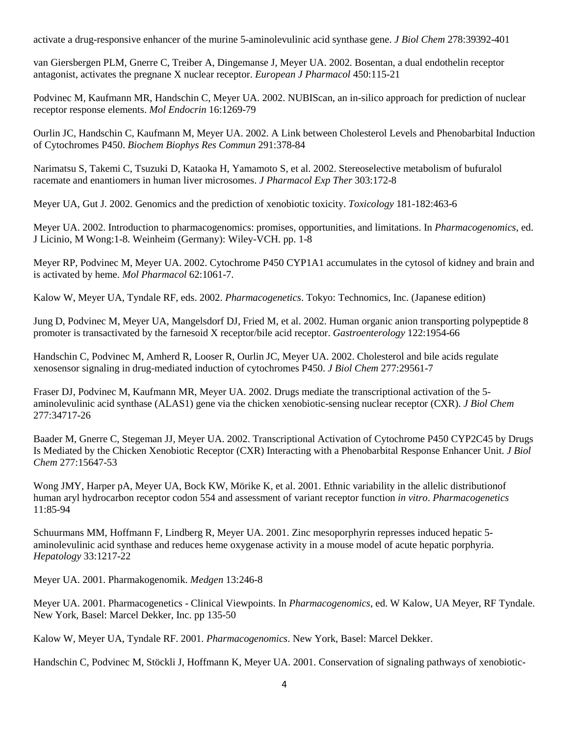activate a drug-responsive enhancer of the murine 5-aminolevulinic acid synthase gene. *J Biol Chem* 278:39392-401

van Giersbergen PLM, Gnerre C, Treiber A, Dingemanse J, Meyer UA. 2002. Bosentan, a dual endothelin receptor antagonist, activates the pregnane X nuclear receptor. *European J Pharmacol* 450:115-21

Podvinec M, Kaufmann MR, Handschin C, Meyer UA. 2002. NUBIScan, an in-silico approach for prediction of nuclear receptor response elements. *Mol Endocrin* 16:1269-79

Ourlin JC, Handschin C, Kaufmann M, Meyer UA. 2002. A Link between Cholesterol Levels and Phenobarbital Induction of Cytochromes P450. *Biochem Biophys Res Commun* 291:378-84

Narimatsu S, Takemi C, Tsuzuki D, Kataoka H, Yamamoto S, et al. 2002. Stereoselective metabolism of bufuralol racemate and enantiomers in human liver microsomes. *J Pharmacol Exp Ther* 303:172-8

Meyer UA, Gut J. 2002. Genomics and the prediction of xenobiotic toxicity. *Toxicology* 181-182:463-6

Meyer UA. 2002. Introduction to pharmacogenomics: promises, opportunities, and limitations. In *Pharmacogenomics*, ed. J Licinio, M Wong:1-8. Weinheim (Germany): Wiley-VCH. pp. 1-8

Meyer RP, Podvinec M, Meyer UA. 2002. Cytochrome P450 CYP1A1 accumulates in the cytosol of kidney and brain and is activated by heme. *Mol Pharmacol* 62:1061-7.

Kalow W, Meyer UA, Tyndale RF, eds. 2002. *Pharmacogenetics*. Tokyo: Technomics, Inc. (Japanese edition)

Jung D, Podvinec M, Meyer UA, Mangelsdorf DJ, Fried M, et al. 2002. Human organic anion transporting polypeptide 8 promoter is transactivated by the farnesoid X receptor/bile acid receptor. *Gastroenterology* 122:1954-66

Handschin C, Podvinec M, Amherd R, Looser R, Ourlin JC, Meyer UA. 2002. Cholesterol and bile acids regulate xenosensor signaling in drug-mediated induction of cytochromes P450. *J Biol Chem* 277:29561-7

Fraser DJ, Podvinec M, Kaufmann MR, Meyer UA. 2002. Drugs mediate the transcriptional activation of the 5-aminolevulinic acid synthase (ALAS1) gene via the chicken xenobiotic-sensing nuclear receptor (CXR). *J Biol Chem* 277:34717-26

Baader M, Gnerre C, Stegeman JJ, Meyer UA. 2002. Transcriptional Activation of Cytochrome P450 CYP2C45 by Drugs Is Mediated by the Chicken Xenobiotic Receptor (CXR) Interacting with a Phenobarbital Response Enhancer Unit. *J Biol Chem* 277:15647-53

Wong JMY, Harper pA, Meyer UA, Bock KW, Mörike K, et al. 2001. Ethnic variability in the allelic distributionof human aryl hydrocarbon receptor codon 554 and assessment of variant receptor function *in vitro*. *Pharmacogenetics* 11:85-94

Schuurmans MM, Hoffmann F, Lindberg R, Meyer UA. 2001. Zinc mesoporphyrin represses induced hepatic 5-aminolevulinic acid synthase and reduces heme oxygenase activity in a mouse model of acute hepatic porphyria. *Hepatology* 33:1217-22

Meyer UA. 2001. Pharmakogenomik. *Medgen* 13:246-8

Meyer UA. 2001. Pharmacogenetics - Clinical Viewpoints. In *Pharmacogenomics*, ed. W Kalow, UA Meyer, RF Tyndale. New York, Basel: Marcel Dekker, Inc. pp 135-50

Kalow W, Meyer UA, Tyndale RF. 2001. *Pharmacogenomics*. New York, Basel: Marcel Dekker.

Handschin C, Podvinec M, Stöckli J, Hoffmann K, Meyer UA. 2001. Conservation of signaling pathways of xenobiotic-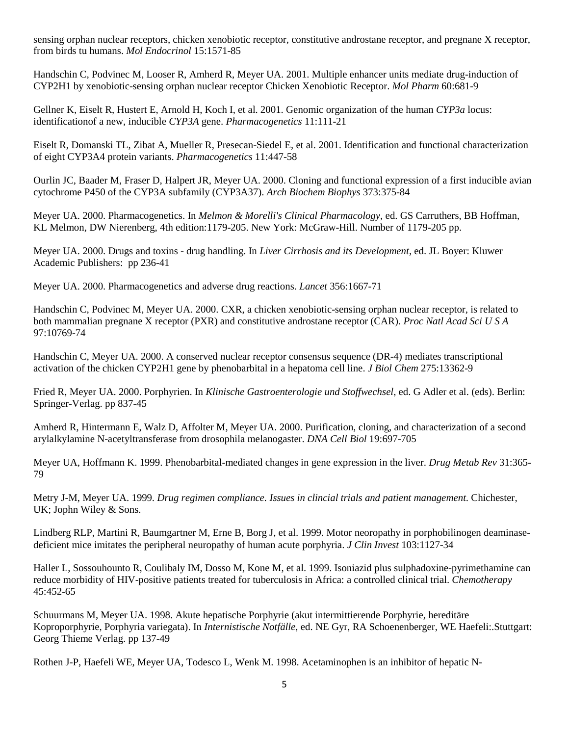sensing orphan nuclear receptors, chicken xenobiotic receptor, constitutive androstane receptor, and pregnane X receptor, from birds tu humans. *Mol Endocrinol* 15:1571-85

Handschin C, Podvinec M, Looser R, Amherd R, Meyer UA. 2001. Multiple enhancer units mediate drug-induction of CYP2H1 by xenobiotic-sensing orphan nuclear receptor Chicken Xenobiotic Receptor. *Mol Pharm* 60:681-9

Gellner K, Eiselt R, Hustert E, Arnold H, Koch I, et al. 2001. Genomic organization of the human *CYP3a* locus: identificationof a new, inducible *CYP3A* gene. *Pharmacogenetics* 11:111-21

Eiselt R, Domanski TL, Zibat A, Mueller R, Presecan-Siedel E, et al. 2001. Identification and functional characterization of eight CYP3A4 protein variants. *Pharmacogenetics* 11:447-58

Ourlin JC, Baader M, Fraser D, Halpert JR, Meyer UA. 2000. Cloning and functional expression of a first inducible avian cytochrome P450 of the CYP3A subfamily (CYP3A37). *Arch Biochem Biophys* 373:375-84

Meyer UA. 2000. Pharmacogenetics. In *Melmon & Morelli's Clinical Pharmacology*, ed. GS Carruthers, BB Hoffman, KL Melmon, DW Nierenberg, 4th edition:1179-205. New York: McGraw-Hill. Number of 1179-205 pp.

Meyer UA. 2000. Drugs and toxins - drug handling. In *Liver Cirrhosis and its Development*, ed. JL Boyer: Kluwer Academic Publishers: pp 236-41

Meyer UA. 2000. Pharmacogenetics and adverse drug reactions. *Lancet* 356:1667-71

Handschin C, Podvinec M, Meyer UA. 2000. CXR, a chicken xenobiotic-sensing orphan nuclear receptor, is related to both mammalian pregnane X receptor (PXR) and constitutive androstane receptor (CAR). *Proc Natl Acad Sci U S A* 97:10769-74

Handschin C, Meyer UA. 2000. A conserved nuclear receptor consensus sequence (DR-4) mediates transcriptional activation of the chicken CYP2H1 gene by phenobarbital in a hepatoma cell line. *J Biol Chem* 275:13362-9

Fried R, Meyer UA. 2000. Porphyrien. In *Klinische Gastroenterologie und Stoffwechsel*, ed. G Adler et al. (eds). Berlin: Springer-Verlag. pp 837-45

Amherd R, Hintermann E, Walz D, Affolter M, Meyer UA. 2000. Purification, cloning, and characterization of a second arylalkylamine N-acetyltransferase from drosophila melanogaster. *DNA Cell Biol* 19:697-705

Meyer UA, Hoffmann K. 1999. Phenobarbital-mediated changes in gene expression in the liver. *Drug Metab Rev* 31:365-79

Metry J-M, Meyer UA. 1999. *Drug regimen compliance. Issues in clincial trials and patient management.* Chichester, UK; Jophn Wiley & Sons.

Lindberg RLP, Martini R, Baumgartner M, Erne B, Borg J, et al. 1999. Motor neoropathy in porphobilinogen deaminase-deficient mice imitates the peripheral neuropathy of human acute porphyria. *J Clin Invest* 103:1127-34

Haller L, Sossouhounto R, Coulibaly IM, Dosso M, Kone M, et al. 1999. Isoniazid plus sulphadoxine-pyrimethamine can reduce morbidity of HIV-positive patients treated for tuberculosis in Africa: a controlled clinical trial. *Chemotherapy* 45:452-65

Schuurmans M, Meyer UA. 1998. Akute hepatische Porphyrie (akut intermittierende Porphyrie, hereditäre Koproporphyrie, Porphyria variegata). In *Internistische Notfälle*, ed. NE Gyr, RA Schoenenberger, WE Haefeli:.Stuttgart: Georg Thieme Verlag. pp 137-49

Rothen J-P, Haefeli WE, Meyer UA, Todesco L, Wenk M. 1998. Acetaminophen is an inhibitor of hepatic N-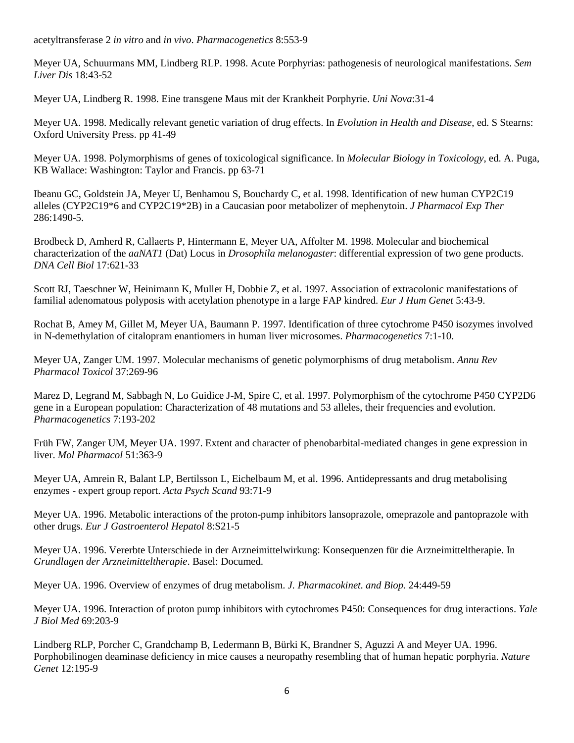acetyltransferase 2 *in vitro* and *in vivo*. *Pharmacogenetics* 8:553-9

Meyer UA, Schuurmans MM, Lindberg RLP. 1998. Acute Porphyrias: pathogenesis of neurological manifestations. *Sem Liver Dis* 18:43-52

Meyer UA, Lindberg R. 1998. Eine transgene Maus mit der Krankheit Porphyrie. *Uni Nova*:31-4

Meyer UA. 1998. Medically relevant genetic variation of drug effects. In *Evolution in Health and Disease*, ed. S Stearns: Oxford University Press. pp 41-49

Meyer UA. 1998. Polymorphisms of genes of toxicological significance. In *Molecular Biology in Toxicology*, ed. A. Puga, KB Wallace: Washington: Taylor and Francis. pp 63-71

Ibeanu GC, Goldstein JA, Meyer U, Benhamou S, Bouchardy C, et al. 1998. Identification of new human CYP2C19 alleles (CYP2C19*6 and CYP2C19*2B) in a Caucasian poor metabolizer of mephenytoin. *J Pharmacol Exp Ther* 286:1490-5.

Brodbeck D, Amherd R, Callaerts P, Hintermann E, Meyer UA, Affolter M. 1998. Molecular and biochemical characterization of the *aaNAT1* (Dat) Locus in *Drosophila melanogaster*: differential expression of two gene products. *DNA Cell Biol* 17:621-33

Scott RJ, Taeschner W, Heinimann K, Muller H, Dobbie Z, et al. 1997. Association of extracolonic manifestations of familial adenomatous polyposis with acetylation phenotype in a large FAP kindred. *Eur J Hum Genet* 5:43-9.

Rochat B, Amey M, Gillet M, Meyer UA, Baumann P. 1997. Identification of three cytochrome P450 isozymes involved in N-demethylation of citalopram enantiomers in human liver microsomes. *Pharmacogenetics* 7:1-10.

Meyer UA, Zanger UM. 1997. Molecular mechanisms of genetic polymorphisms of drug metabolism. *Annu Rev Pharmacol Toxicol* 37:269-96

Marez D, Legrand M, Sabbagh N, Lo Guidice J-M, Spire C, et al. 1997. Polymorphism of the cytochrome P450 CYP2D6 gene in a European population: Characterization of 48 mutations and 53 alleles, their frequencies and evolution. *Pharmacogenetics* 7:193-202

Früh FW, Zanger UM, Meyer UA. 1997. Extent and character of phenobarbital-mediated changes in gene expression in liver. *Mol Pharmacol* 51:363-9

Meyer UA, Amrein R, Balant LP, Bertilsson L, Eichelbaum M, et al. 1996. Antidepressants and drug metabolising enzymes - expert group report. *Acta Psych Scand* 93:71-9

Meyer UA. 1996. Metabolic interactions of the proton-pump inhibitors lansoprazole, omeprazole and pantoprazole with other drugs. *Eur J Gastroenterol Hepatol* 8:S21-5

Meyer UA. 1996. Vererbte Unterschiede in der Arzneimittelwirkung: Konsequenzen für die Arzneimitteltherapie. In *Grundlagen der Arzneimitteltherapie*. Basel: Documed.

Meyer UA. 1996. Overview of enzymes of drug metabolism. *J. Pharmacokinet. and Biop.* 24:449-59

Meyer UA. 1996. Interaction of proton pump inhibitors with cytochromes P450: Consequences for drug interactions. *Yale J Biol Med* 69:203-9

Lindberg RLP, Porcher C, Grandchamp B, Ledermann B, Bürki K, Brandner S, Aguzzi A and Meyer UA. 1996. Porphobilinogen deaminase deficiency in mice causes a neuropathy resembling that of human hepatic porphyria. *Nature Genet* 12:195-9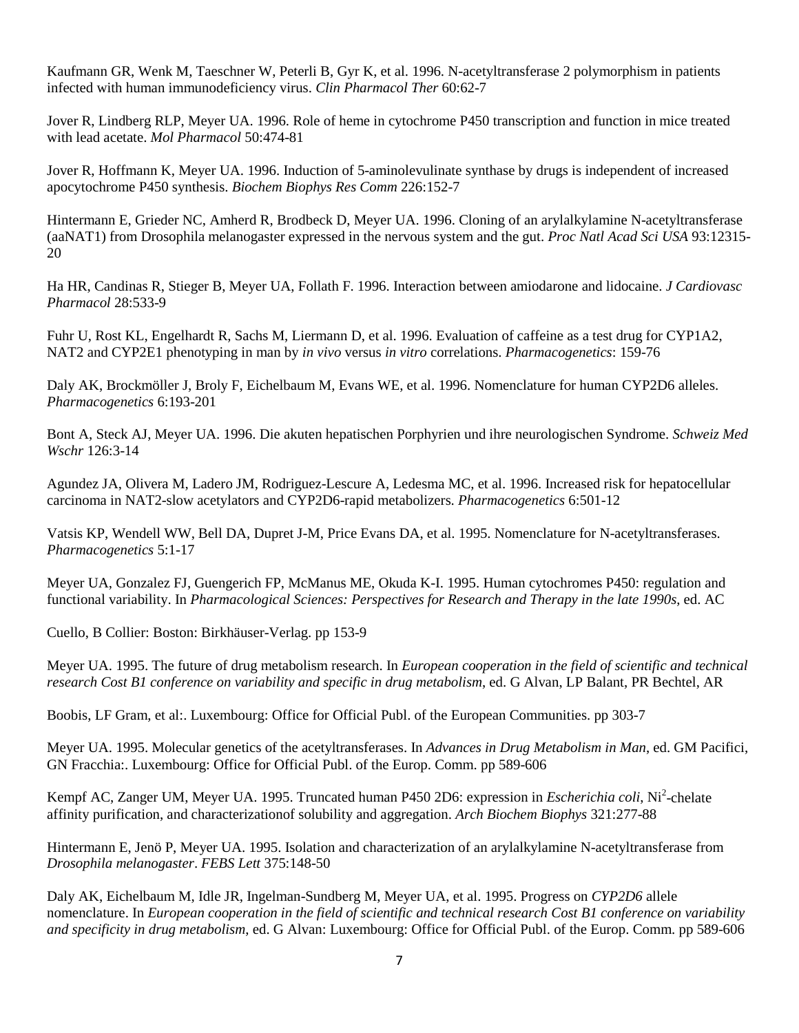Kaufmann GR, Wenk M, Taeschner W, Peterli B, Gyr K, et al. 1996. N-acetyltransferase 2 polymorphism in patients infected with human immunodeficiency virus. *Clin Pharmacol Ther* 60:62-7

Jover R, Lindberg RLP, Meyer UA. 1996. Role of heme in cytochrome P450 transcription and function in mice treated with lead acetate. *Mol Pharmacol* 50:474-81

Jover R, Hoffmann K, Meyer UA. 1996. Induction of 5-aminolevulinate synthase by drugs is independent of increased apocytochrome P450 synthesis. *Biochem Biophys Res Comm* 226:152-7

Hintermann E, Grieder NC, Amherd R, Brodbeck D, Meyer UA. 1996. Cloning of an arylalkylamine N-acetyltransferase (aaNAT1) from Drosophila melanogaster expressed in the nervous system and the gut. *Proc Natl Acad Sci USA* 93:12315-20

Ha HR, Candinas R, Stieger B, Meyer UA, Follath F. 1996. Interaction between amiodarone and lidocaine. *J Cardiovasc Pharmacol* 28:533-9

Fuhr U, Rost KL, Engelhardt R, Sachs M, Liermann D, et al. 1996. Evaluation of caffeine as a test drug for CYP1A2, NAT2 and CYP2E1 phenotyping in man by *in vivo* versus *in vitro* correlations. *Pharmacogenetics*: 159-76

Daly AK, Brockmöller J, Broly F, Eichelbaum M, Evans WE, et al. 1996. Nomenclature for human CYP2D6 alleles. *Pharmacogenetics* 6:193-201

Bont A, Steck AJ, Meyer UA. 1996. Die akuten hepatischen Porphyrien und ihre neurologischen Syndrome. *Schweiz Med Wschr* 126:3-14

Agundez JA, Olivera M, Ladero JM, Rodriguez-Lescure A, Ledesma MC, et al. 1996. Increased risk for hepatocellular carcinoma in NAT2-slow acetylators and CYP2D6-rapid metabolizers. *Pharmacogenetics* 6:501-12

Vatsis KP, Wendell WW, Bell DA, Dupret J-M, Price Evans DA, et al. 1995. Nomenclature for N-acetyltransferases. *Pharmacogenetics* 5:1-17

Meyer UA, Gonzalez FJ, Guengerich FP, McManus ME, Okuda K-I. 1995. Human cytochromes P450: regulation and functional variability. In *Pharmacological Sciences: Perspectives for Research and Therapy in the late 1990s*, ed. AC

Cuello, B Collier: Boston: Birkhäuser-Verlag. pp 153-9

Meyer UA. 1995. The future of drug metabolism research. In *European cooperation in the field of scientific and technical research Cost B1 conference on variability and specific in drug metabolism*, ed. G Alvan, LP Balant, PR Bechtel, AR

Boobis, LF Gram, et al:. Luxembourg: Office for Official Publ. of the European Communities. pp 303-7

Meyer UA. 1995. Molecular genetics of the acetyltransferases. In *Advances in Drug Metabolism in Man*, ed. GM Pacifici, GN Fracchia:. Luxembourg: Office for Official Publ. of the Europ. Comm. pp 589-606

Kempf AC, Zanger UM, Meyer UA. 1995. Truncated human P450 2D6: expression in *Escherichia coli*, $Ni^2$-chelate affinity purification, and characterizationof solubility and aggregation. *Arch Biochem Biophys* 321:277-88

Hintermann E, Jenö P, Meyer UA. 1995. Isolation and characterization of an arylalkylamine N-acetyltransferase from *Drosophila melanogaster*. *FEBS Lett* 375:148-50

Daly AK, Eichelbaum M, Idle JR, Ingelman-Sundberg M, Meyer UA, et al. 1995. Progress on *CYP2D6* allele nomenclature. In *European cooperation in the field of scientific and technical research Cost B1 conference on variability and specificity in drug metabolism*, ed. G Alvan: Luxembourg: Office for Official Publ. of the Europ. Comm. pp 589-606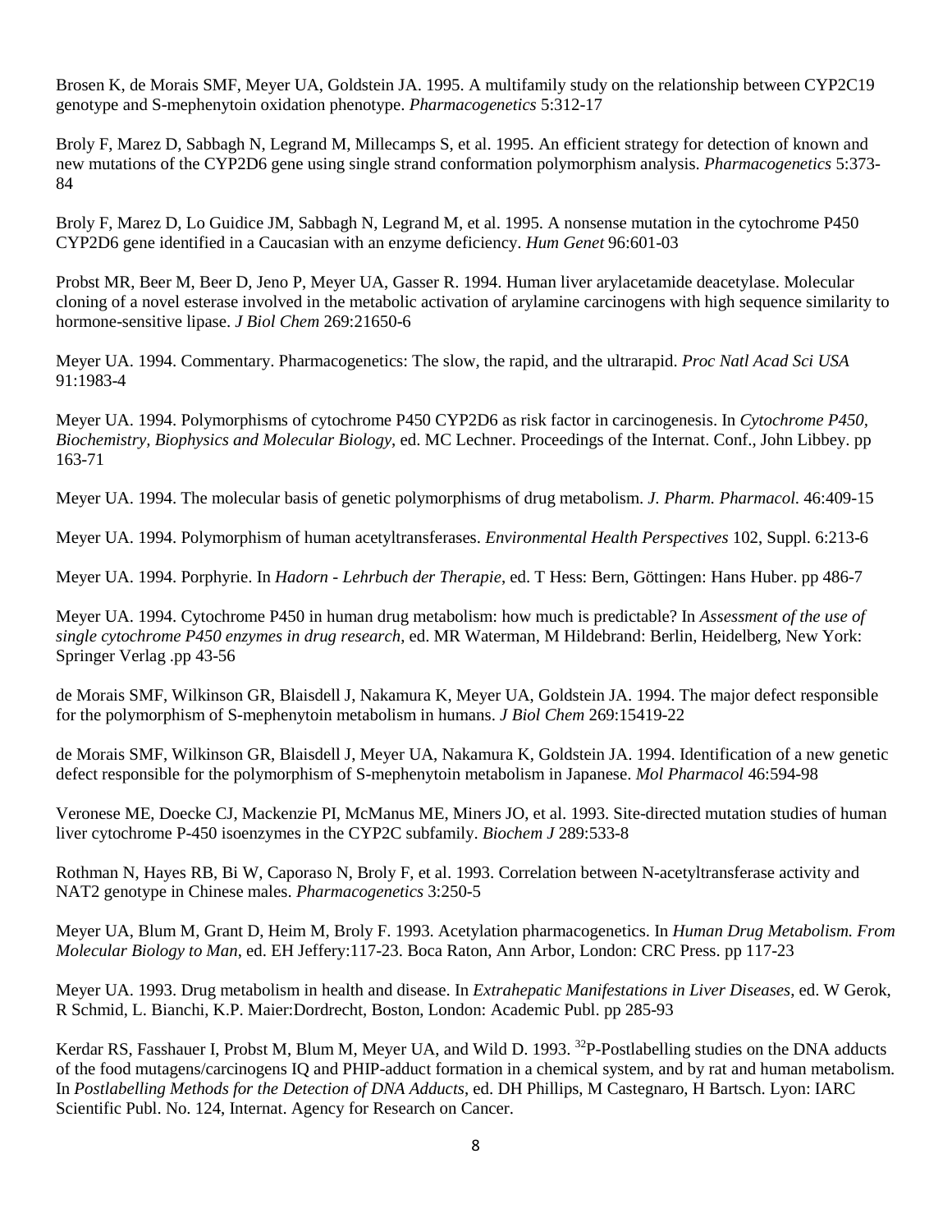Brosen K, de Morais SMF, Meyer UA, Goldstein JA. 1995. A multifamily study on the relationship between CYP2C19 genotype and S-mephenytoin oxidation phenotype. *Pharmacogenetics* 5:312-17

Broly F, Marez D, Sabbagh N, Legrand M, Millecamps S, et al. 1995. An efficient strategy for detection of known and new mutations of the CYP2D6 gene using single strand conformation polymorphism analysis. *Pharmacogenetics* 5:373-84

Broly F, Marez D, Lo Guidice JM, Sabbagh N, Legrand M, et al. 1995. A nonsense mutation in the cytochrome P450 CYP2D6 gene identified in a Caucasian with an enzyme deficiency. *Hum Genet* 96:601-03

Probst MR, Beer M, Beer D, Jeno P, Meyer UA, Gasser R. 1994. Human liver arylacetamide deacetylase. Molecular cloning of a novel esterase involved in the metabolic activation of arylamine carcinogens with high sequence similarity to hormone-sensitive lipase. *J Biol Chem* 269:21650-6

Meyer UA. 1994. Commentary. Pharmacogenetics: The slow, the rapid, and the ultrarapid. *Proc Natl Acad Sci USA* 91:1983-4

Meyer UA. 1994. Polymorphisms of cytochrome P450 CYP2D6 as risk factor in carcinogenesis. In *Cytochrome P450, Biochemistry, Biophysics and Molecular Biology*, ed. MC Lechner. Proceedings of the Internat. Conf., John Libbey. pp 163-71

Meyer UA. 1994. The molecular basis of genetic polymorphisms of drug metabolism. *J. Pharm. Pharmacol.* 46:409-15

Meyer UA. 1994. Polymorphism of human acetyltransferases. *Environmental Health Perspectives* 102, Suppl. 6:213-6

Meyer UA. 1994. Porphyrie. In *Hadorn - Lehrbuch der Therapie*, ed. T Hess: Bern, Göttingen: Hans Huber. pp 486-7

Meyer UA. 1994. Cytochrome P450 in human drug metabolism: how much is predictable? In *Assessment of the use of single cytochrome P450 enzymes in drug research*, ed. MR Waterman, M Hildebrand: Berlin, Heidelberg, New York: Springer Verlag .pp 43-56

de Morais SMF, Wilkinson GR, Blaisdell J, Nakamura K, Meyer UA, Goldstein JA. 1994. The major defect responsible for the polymorphism of S-mephenytoin metabolism in humans. *J Biol Chem* 269:15419-22

de Morais SMF, Wilkinson GR, Blaisdell J, Meyer UA, Nakamura K, Goldstein JA. 1994. Identification of a new genetic defect responsible for the polymorphism of S-mephenytoin metabolism in Japanese. *Mol Pharmacol* 46:594-98

Veronese ME, Doecke CJ, Mackenzie PI, McManus ME, Miners JO, et al. 1993. Site-directed mutation studies of human liver cytochrome P-450 isoenzymes in the CYP2C subfamily. *Biochem J* 289:533-8

Rothman N, Hayes RB, Bi W, Caporaso N, Broly F, et al. 1993. Correlation between N-acetyltransferase activity and NAT2 genotype in Chinese males. *Pharmacogenetics* 3:250-5

Meyer UA, Blum M, Grant D, Heim M, Broly F. 1993. Acetylation pharmacogenetics. In *Human Drug Metabolism. From Molecular Biology to Man*, ed. EH Jeffery:117-23. Boca Raton, Ann Arbor, London: CRC Press. pp 117-23

Meyer UA. 1993. Drug metabolism in health and disease. In *Extrahepatic Manifestations in Liver Diseases*, ed. W Gerok, R Schmid, L. Bianchi, K.P. Maier:Dordrecht, Boston, London: Academic Publ. pp 285-93

Kerdar RS, Fasshauer I, Probst M, Blum M, Meyer UA, and Wild D. 1993. $^{32}$P-Postlabelling studies on the DNA adducts of the food mutagens/carcinogens IQ and PHIP-adduct formation in a chemical system, and by rat and human metabolism. In *Postlabelling Methods for the Detection of DNA Adducts*, ed. DH Phillips, M Castegnaro, H Bartsch. Lyon: IARC Scientific Publ. No. 124, Internat. Agency for Research on Cancer.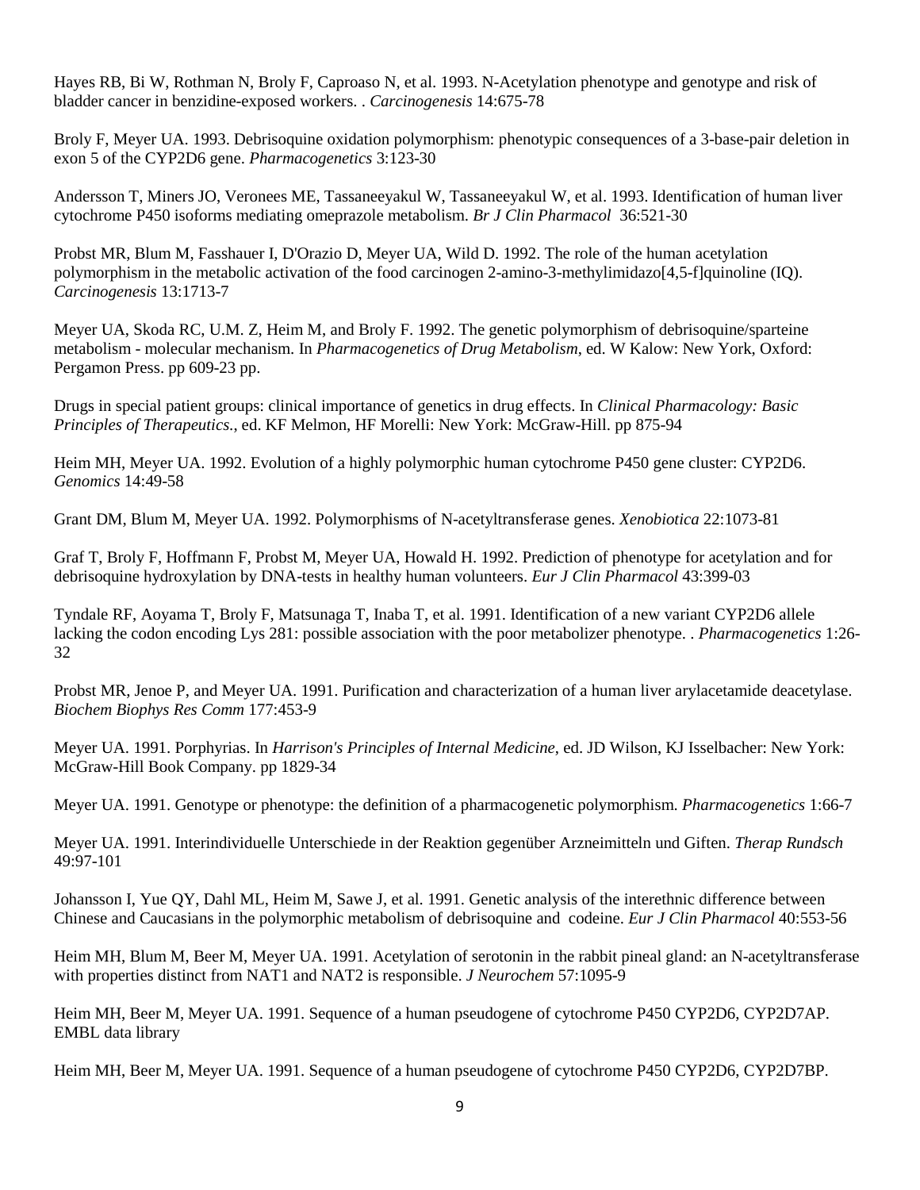Hayes RB, Bi W, Rothman N, Broly F, Caproaso N, et al. 1993. N-Acetylation phenotype and genotype and risk of bladder cancer in benzidine-exposed workers. . *Carcinogenesis* 14:675-78

Broly F, Meyer UA. 1993. Debrisoquine oxidation polymorphism: phenotypic consequences of a 3-base-pair deletion in exon 5 of the CYP2D6 gene. *Pharmacogenetics* 3:123-30

Andersson T, Miners JO, Veronees ME, Tassaneeyakul W, Tassaneeyakul W, et al. 1993. Identification of human liver cytochrome P450 isoforms mediating omeprazole metabolism. *Br J Clin Pharmacol* 36:521-30

Probst MR, Blum M, Fasshauer I, D'Orazio D, Meyer UA, Wild D. 1992. The role of the human acetylation polymorphism in the metabolic activation of the food carcinogen 2-amino-3-methylimidazo[4,5-f]quinoline (IQ). *Carcinogenesis* 13:1713-7

Meyer UA, Skoda RC, U.M. Z, Heim M, and Broly F. 1992. The genetic polymorphism of debrisoquine/sparteine metabolism - molecular mechanism. In *Pharmacogenetics of Drug Metabolism*, ed. W Kalow: New York, Oxford: Pergamon Press. pp 609-23 pp.

Drugs in special patient groups: clinical importance of genetics in drug effects. In *Clinical Pharmacology: Basic Principles of Therapeutics.*, ed. KF Melmon, HF Morelli: New York: McGraw-Hill. pp 875-94

Heim MH, Meyer UA. 1992. Evolution of a highly polymorphic human cytochrome P450 gene cluster: CYP2D6. *Genomics* 14:49-58

Grant DM, Blum M, Meyer UA. 1992. Polymorphisms of N-acetyltransferase genes. *Xenobiotica* 22:1073-81

Graf T, Broly F, Hoffmann F, Probst M, Meyer UA, Howald H. 1992. Prediction of phenotype for acetylation and for debrisoquine hydroxylation by DNA-tests in healthy human volunteers. *Eur J Clin Pharmacol* 43:399-03

Tyndale RF, Aoyama T, Broly F, Matsunaga T, Inaba T, et al. 1991. Identification of a new variant CYP2D6 allele lacking the codon encoding Lys 281: possible association with the poor metabolizer phenotype. . *Pharmacogenetics* 1:26-32

Probst MR, Jenoe P, and Meyer UA. 1991. Purification and characterization of a human liver arylacetamide deacetylase. *Biochem Biophys Res Comm* 177:453-9

Meyer UA. 1991. Porphyrias. In *Harrison's Principles of Internal Medicine*, ed. JD Wilson, KJ Isselbacher: New York: McGraw-Hill Book Company. pp 1829-34

Meyer UA. 1991. Genotype or phenotype: the definition of a pharmacogenetic polymorphism. *Pharmacogenetics* 1:66-7

Meyer UA. 1991. Interindividuelle Unterschiede in der Reaktion gegenüber Arzneimitteln und Giften. *Therap Rundsch* 49:97-101

Johansson I, Yue QY, Dahl ML, Heim M, Sawe J, et al. 1991. Genetic analysis of the interethnic difference between Chinese and Caucasians in the polymorphic metabolism of debrisoquine and codeine. *Eur J Clin Pharmacol* 40:553-56

Heim MH, Blum M, Beer M, Meyer UA. 1991. Acetylation of serotonin in the rabbit pineal gland: an N-acetyltransferase with properties distinct from NAT1 and NAT2 is responsible. *J Neurochem* 57:1095-9

Heim MH, Beer M, Meyer UA. 1991. Sequence of a human pseudogene of cytochrome P450 CYP2D6, CYP2D7AP. EMBL data library

Heim MH, Beer M, Meyer UA. 1991. Sequence of a human pseudogene of cytochrome P450 CYP2D6, CYP2D7BP.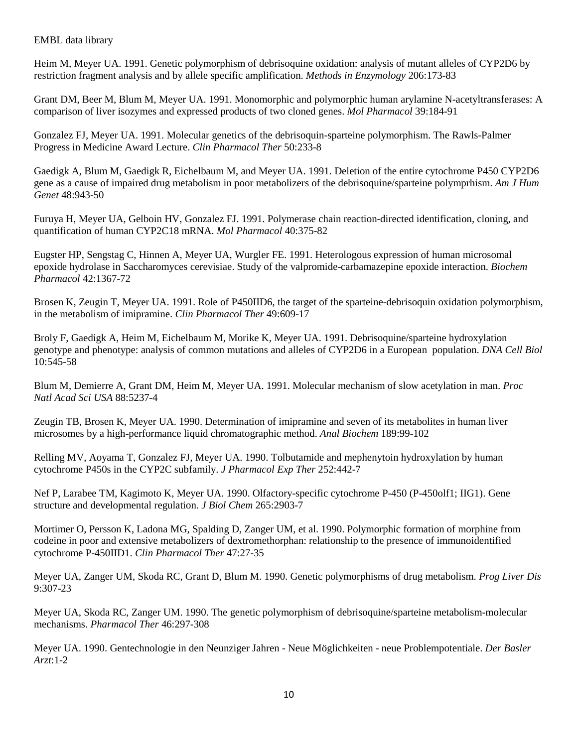EMBL data library

Heim M, Meyer UA. 1991. Genetic polymorphism of debrisoquine oxidation: analysis of mutant alleles of CYP2D6 by restriction fragment analysis and by allele specific amplification. *Methods in Enzymology* 206:173-83

Grant DM, Beer M, Blum M, Meyer UA. 1991. Monomorphic and polymorphic human arylamine N-acetyltransferases: A comparison of liver isozymes and expressed products of two cloned genes. *Mol Pharmacol* 39:184-91

Gonzalez FJ, Meyer UA. 1991. Molecular genetics of the debrisoquin-sparteine polymorphism. The Rawls-Palmer Progress in Medicine Award Lecture. *Clin Pharmacol Ther* 50:233-8

Gaedigk A, Blum M, Gaedigk R, Eichelbaum M, and Meyer UA. 1991. Deletion of the entire cytochrome P450 CYP2D6 gene as a cause of impaired drug metabolism in poor metabolizers of the debrisoquine/sparteine polymprhism. *Am J Hum Genet* 48:943-50

Furuya H, Meyer UA, Gelboin HV, Gonzalez FJ. 1991. Polymerase chain reaction-directed identification, cloning, and quantification of human CYP2C18 mRNA. *Mol Pharmacol* 40:375-82

Eugster HP, Sengstag C, Hinnen A, Meyer UA, Wurgler FE. 1991. Heterologous expression of human microsomal epoxide hydrolase in Saccharomyces cerevisiae. Study of the valpromide-carbamazepine epoxide interaction. *Biochem Pharmacol* 42:1367-72

Brosen K, Zeugin T, Meyer UA. 1991. Role of P450IID6, the target of the sparteine-debrisoquin oxidation polymorphism, in the metabolism of imipramine. *Clin Pharmacol Ther* 49:609-17

Broly F, Gaedigk A, Heim M, Eichelbaum M, Morike K, Meyer UA. 1991. Debrisoquine/sparteine hydroxylation genotype and phenotype: analysis of common mutations and alleles of CYP2D6 in a European population. *DNA Cell Biol* 10:545-58

Blum M, Demierre A, Grant DM, Heim M, Meyer UA. 1991. Molecular mechanism of slow acetylation in man. *Proc Natl Acad Sci USA* 88:5237-4

Zeugin TB, Brosen K, Meyer UA. 1990. Determination of imipramine and seven of its metabolites in human liver microsomes by a high-performance liquid chromatographic method. *Anal Biochem* 189:99-102

Relling MV, Aoyama T, Gonzalez FJ, Meyer UA. 1990. Tolbutamide and mephenytoin hydroxylation by human cytochrome P450s in the CYP2C subfamily. *J Pharmacol Exp Ther* 252:442-7

Nef P, Larabee TM, Kagimoto K, Meyer UA. 1990. Olfactory-specific cytochrome P-450 (P-450olf1; IIG1). Gene structure and developmental regulation. *J Biol Chem* 265:2903-7

Mortimer O, Persson K, Ladona MG, Spalding D, Zanger UM, et al. 1990. Polymorphic formation of morphine from codeine in poor and extensive metabolizers of dextromethorphan: relationship to the presence of immunoidentified cytochrome P-450IID1. *Clin Pharmacol Ther* 47:27-35

Meyer UA, Zanger UM, Skoda RC, Grant D, Blum M. 1990. Genetic polymorphisms of drug metabolism. *Prog Liver Dis* 9:307-23

Meyer UA, Skoda RC, Zanger UM. 1990. The genetic polymorphism of debrisoquine/sparteine metabolism-molecular mechanisms. *Pharmacol Ther* 46:297-308

Meyer UA. 1990. Gentechnologie in den Neunziger Jahren - Neue Möglichkeiten - neue Problempotentiale. *Der Basler Arzt*:1-2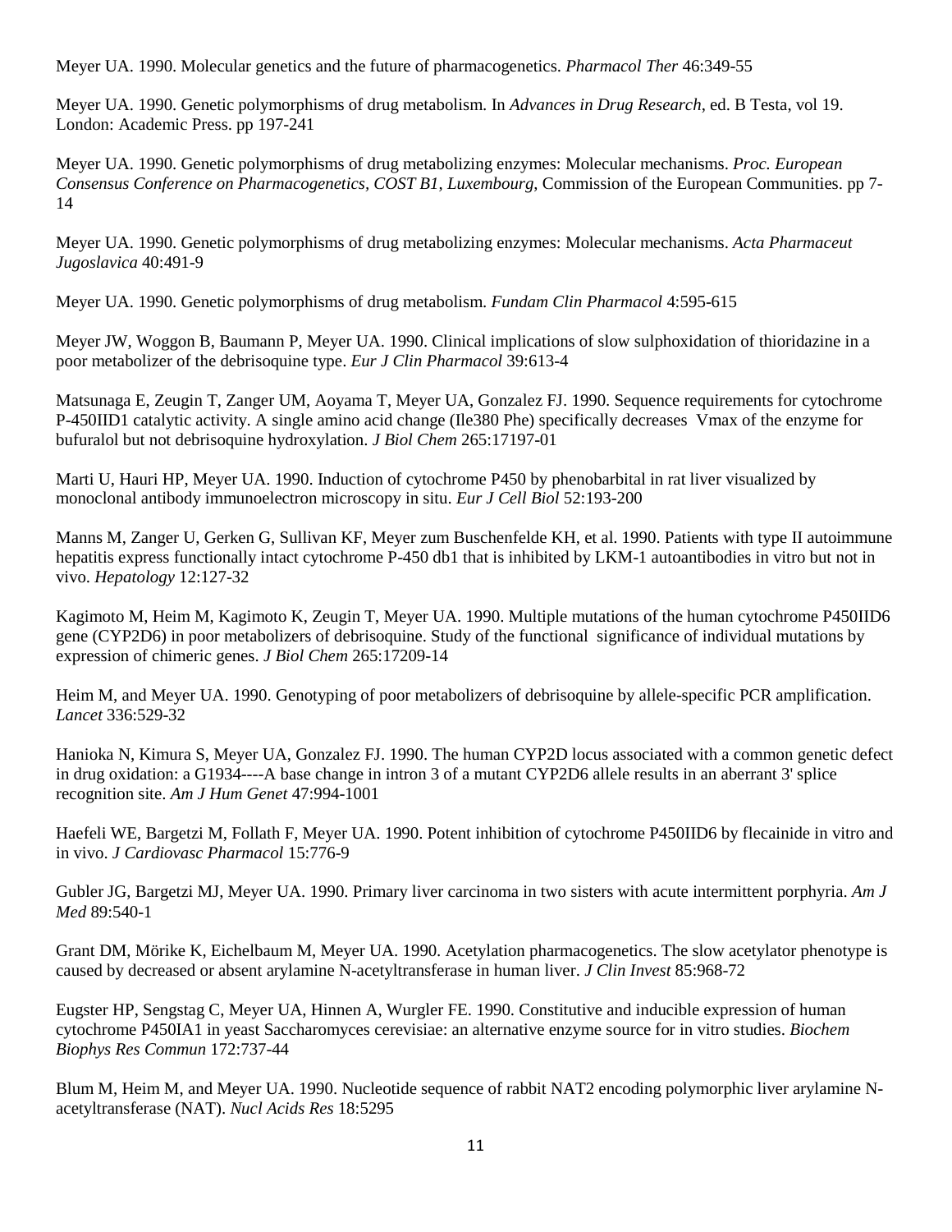Meyer UA. 1990. Molecular genetics and the future of pharmacogenetics. *Pharmacol Ther* 46:349-55

Meyer UA. 1990. Genetic polymorphisms of drug metabolism. In *Advances in Drug Research*, ed. B Testa, vol 19. London: Academic Press. pp 197-241

Meyer UA. 1990. Genetic polymorphisms of drug metabolizing enzymes: Molecular mechanisms. *Proc. European Consensus Conference on Pharmacogenetics, COST B1, Luxembourg*, Commission of the European Communities. pp 7-14

Meyer UA. 1990. Genetic polymorphisms of drug metabolizing enzymes: Molecular mechanisms. *Acta Pharmaceut Jugoslavica* 40:491-9

Meyer UA. 1990. Genetic polymorphisms of drug metabolism. *Fundam Clin Pharmacol* 4:595-615

Meyer JW, Woggon B, Baumann P, Meyer UA. 1990. Clinical implications of slow sulphoxidation of thioridazine in a poor metabolizer of the debrisoquine type. *Eur J Clin Pharmacol* 39:613-4

Matsunaga E, Zeugin T, Zanger UM, Aoyama T, Meyer UA, Gonzalez FJ. 1990. Sequence requirements for cytochrome P-450IID1 catalytic activity. A single amino acid change (Ile380 Phe) specifically decreases Vmax of the enzyme for bufuralol but not debrisoquine hydroxylation. *J Biol Chem* 265:17197-01

Marti U, Hauri HP, Meyer UA. 1990. Induction of cytochrome P450 by phenobarbital in rat liver visualized by monoclonal antibody immunoelectron microscopy in situ. *Eur J Cell Biol* 52:193-200

Manns M, Zanger U, Gerken G, Sullivan KF, Meyer zum Buschenfelde KH, et al. 1990. Patients with type II autoimmune hepatitis express functionally intact cytochrome P-450 db1 that is inhibited by LKM-1 autoantibodies in vitro but not in vivo. *Hepatology* 12:127-32

Kagimoto M, Heim M, Kagimoto K, Zeugin T, Meyer UA. 1990. Multiple mutations of the human cytochrome P450IID6 gene (CYP2D6) in poor metabolizers of debrisoquine. Study of the functional significance of individual mutations by expression of chimeric genes. *J Biol Chem* 265:17209-14

Heim M, and Meyer UA. 1990. Genotyping of poor metabolizers of debrisoquine by allele-specific PCR amplification. *Lancet* 336:529-32

Hanioka N, Kimura S, Meyer UA, Gonzalez FJ. 1990. The human CYP2D locus associated with a common genetic defect in drug oxidation: a G1934----A base change in intron 3 of a mutant CYP2D6 allele results in an aberrant 3' splice recognition site. *Am J Hum Genet* 47:994-1001

Haefeli WE, Bargetzi M, Follath F, Meyer UA. 1990. Potent inhibition of cytochrome P450IID6 by flecainide in vitro and in vivo. *J Cardiovasc Pharmacol* 15:776-9

Gubler JG, Bargetzi MJ, Meyer UA. 1990. Primary liver carcinoma in two sisters with acute intermittent porphyria. *Am J Med* 89:540-1

Grant DM, Mörike K, Eichelbaum M, Meyer UA. 1990. Acetylation pharmacogenetics. The slow acetylator phenotype is caused by decreased or absent arylamine N-acetyltransferase in human liver. *J Clin Invest* 85:968-72

Eugster HP, Sengstag C, Meyer UA, Hinnen A, Wurgler FE. 1990. Constitutive and inducible expression of human cytochrome P450IA1 in yeast Saccharomyces cerevisiae: an alternative enzyme source for in vitro studies. *Biochem Biophys Res Commun* 172:737-44

Blum M, Heim M, and Meyer UA. 1990. Nucleotide sequence of rabbit NAT2 encoding polymorphic liver arylamine N-acetyltransferase (NAT). *Nucl Acids Res* 18:5295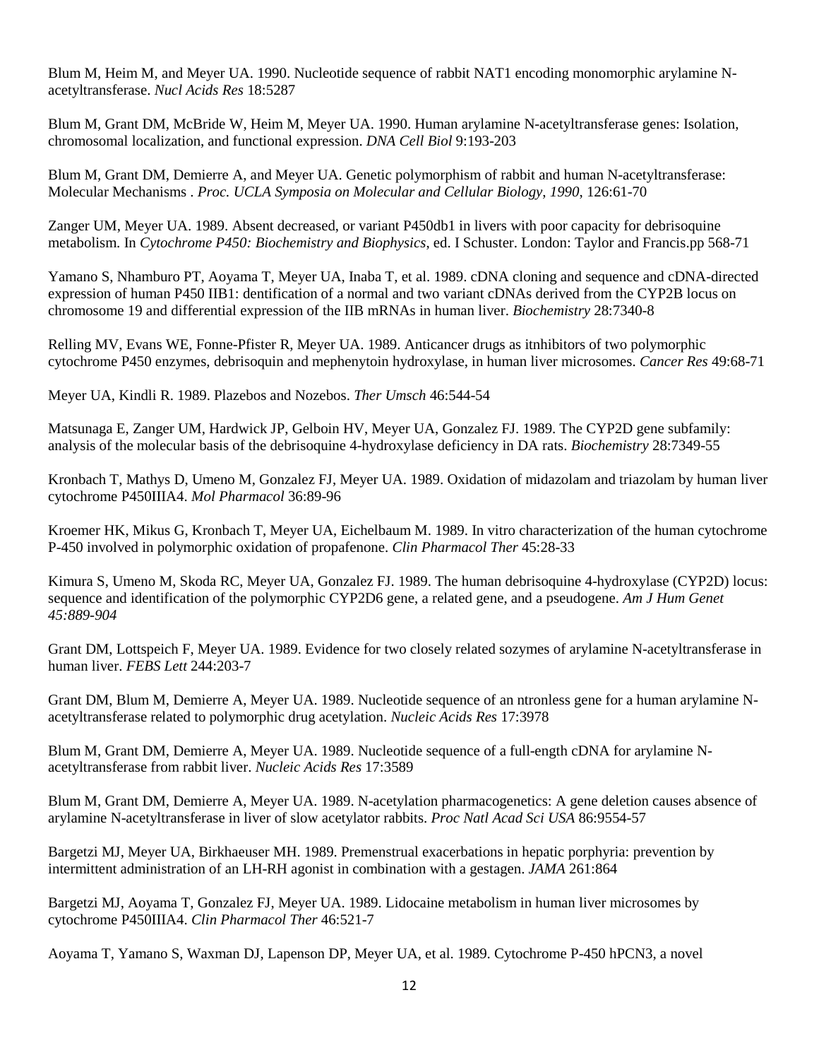Blum M, Heim M, and Meyer UA. 1990. Nucleotide sequence of rabbit NAT1 encoding monomorphic arylamine N-acetyltransferase. *Nucl Acids Res* 18:5287

Blum M, Grant DM, McBride W, Heim M, Meyer UA. 1990. Human arylamine N-acetyltransferase genes: Isolation, chromosomal localization, and functional expression. *DNA Cell Biol* 9:193-203

Blum M, Grant DM, Demierre A, and Meyer UA. Genetic polymorphism of rabbit and human N-acetyltransferase: Molecular Mechanisms . *Proc. UCLA Symposia on Molecular and Cellular Biology, 1990*, 126:61-70

Zanger UM, Meyer UA. 1989. Absent decreased, or variant P450db1 in livers with poor capacity for debrisoquine metabolism. In *Cytochrome P450: Biochemistry and Biophysics*, ed. I Schuster. London: Taylor and Francis.pp 568-71

Yamano S, Nhamburo PT, Aoyama T, Meyer UA, Inaba T, et al. 1989. cDNA cloning and sequence and cDNA-directed expression of human P450 IIB1: dentification of a normal and two variant cDNAs derived from the CYP2B locus on chromosome 19 and differential expression of the IIB mRNAs in human liver. *Biochemistry* 28:7340-8

Relling MV, Evans WE, Fonne-Pfister R, Meyer UA. 1989. Anticancer drugs as itnhibitors of two polymorphic cytochrome P450 enzymes, debrisoquin and mephenytoin hydroxylase, in human liver microsomes. *Cancer Res* 49:68-71

Meyer UA, Kindli R. 1989. Plazebos and Nozebos. *Ther Umsch* 46:544-54

Matsunaga E, Zanger UM, Hardwick JP, Gelboin HV, Meyer UA, Gonzalez FJ. 1989. The CYP2D gene subfamily: analysis of the molecular basis of the debrisoquine 4-hydroxylase deficiency in DA rats. *Biochemistry* 28:7349-55

Kronbach T, Mathys D, Umeno M, Gonzalez FJ, Meyer UA. 1989. Oxidation of midazolam and triazolam by human liver cytochrome P450IIIA4. *Mol Pharmacol* 36:89-96

Kroemer HK, Mikus G, Kronbach T, Meyer UA, Eichelbaum M. 1989. In vitro characterization of the human cytochrome P-450 involved in polymorphic oxidation of propafenone. *Clin Pharmacol Ther* 45:28-33

Kimura S, Umeno M, Skoda RC, Meyer UA, Gonzalez FJ. 1989. The human debrisoquine 4-hydroxylase (CYP2D) locus: sequence and identification of the polymorphic CYP2D6 gene, a related gene, and a pseudogene. *Am J Hum Genet 45:889-904*

Grant DM, Lottspeich F, Meyer UA. 1989. Evidence for two closely related sozymes of arylamine N-acetyltransferase in human liver. *FEBS Lett* 244:203-7

Grant DM, Blum M, Demierre A, Meyer UA. 1989. Nucleotide sequence of an ntronless gene for a human arylamine N-acetyltransferase related to polymorphic drug acetylation. *Nucleic Acids Res* 17:3978

Blum M, Grant DM, Demierre A, Meyer UA. 1989. Nucleotide sequence of a full-ength cDNA for arylamine N-acetyltransferase from rabbit liver. *Nucleic Acids Res* 17:3589

Blum M, Grant DM, Demierre A, Meyer UA. 1989. N-acetylation pharmacogenetics: A gene deletion causes absence of arylamine N-acetyltransferase in liver of slow acetylator rabbits. *Proc Natl Acad Sci USA* 86:9554-57

Bargetzi MJ, Meyer UA, Birkhaeuser MH. 1989. Premenstrual exacerbations in hepatic porphyria: prevention by intermittent administration of an LH-RH agonist in combination with a gestagen. *JAMA* 261:864

Bargetzi MJ, Aoyama T, Gonzalez FJ, Meyer UA. 1989. Lidocaine metabolism in human liver microsomes by cytochrome P450IIIA4. *Clin Pharmacol Ther* 46:521-7

Aoyama T, Yamano S, Waxman DJ, Lapenson DP, Meyer UA, et al. 1989. Cytochrome P-450 hPCN3, a novel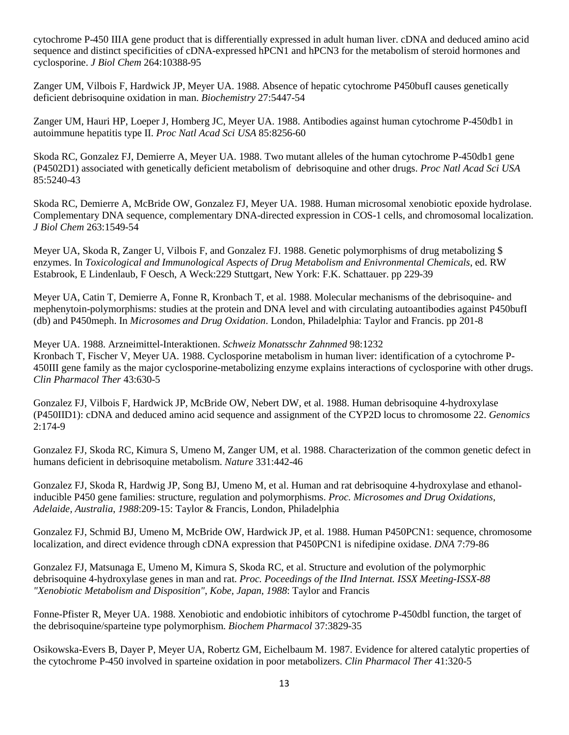cytochrome P-450 IIIA gene product that is differentially expressed in adult human liver. cDNA and deduced amino acid sequence and distinct specificities of cDNA-expressed hPCN1 and hPCN3 for the metabolism of steroid hormones and cyclosporine. *J Biol Chem* 264:10388-95

Zanger UM, Vilbois F, Hardwick JP, Meyer UA. 1988. Absence of hepatic cytochrome P450bufI causes genetically deficient debrisoquine oxidation in man. *Biochemistry* 27:5447-54

Zanger UM, Hauri HP, Loeper J, Homberg JC, Meyer UA. 1988. Antibodies against human cytochrome P-450db1 in autoimmune hepatitis type II. *Proc Natl Acad Sci USA* 85:8256-60

Skoda RC, Gonzalez FJ, Demierre A, Meyer UA. 1988. Two mutant alleles of the human cytochrome P-450db1 gene (P4502D1) associated with genetically deficient metabolism of debrisoquine and other drugs. *Proc Natl Acad Sci USA* 85:5240-43

Skoda RC, Demierre A, McBride OW, Gonzalez FJ, Meyer UA. 1988. Human microsomal xenobiotic epoxide hydrolase. Complementary DNA sequence, complementary DNA-directed expression in COS-1 cells, and chromosomal localization. *J Biol Chem* 263:1549-54

Meyer UA, Skoda R, Zanger U, Vilbois F, and Gonzalez FJ. 1988. Genetic polymorphisms of drug metabolizing $ enzymes. In *Toxicological and Immunological Aspects of Drug Metabolism and Enivronmental Chemicals*, ed. RW Estabrook, E Lindenlaub, F Oesch, A Weck:229 Stuttgart, New York: F.K. Schattauer. pp 229-39

Meyer UA, Catin T, Demierre A, Fonne R, Kronbach T, et al. 1988. Molecular mechanisms of the debrisoquine- and mephenytoin-polymorphisms: studies at the protein and DNA level and with circulating autoantibodies against P450bufI (db) and P450meph. In *Microsomes and Drug Oxidation*. London, Philadelphia: Taylor and Francis. pp 201-8

Meyer UA. 1988. Arzneimittel-Interaktionen. *Schweiz Monatsschr Zahnmed* 98:1232
Kronbach T, Fischer V, Meyer UA. 1988. Cyclosporine metabolism in human liver: identification of a cytochrome P-450III gene family as the major cyclosporine-metabolizing enzyme explains interactions of cyclosporine with other drugs. *Clin Pharmacol Ther* 43:630-5

Gonzalez FJ, Vilbois F, Hardwick JP, McBride OW, Nebert DW, et al. 1988. Human debrisoquine 4-hydroxylase (P450IID1): cDNA and deduced amino acid sequence and assignment of the CYP2D locus to chromosome 22. *Genomics* 2:174-9

Gonzalez FJ, Skoda RC, Kimura S, Umeno M, Zanger UM, et al. 1988. Characterization of the common genetic defect in humans deficient in debrisoquine metabolism. *Nature* 331:442-46

Gonzalez FJ, Skoda R, Hardwig JP, Song BJ, Umeno M, et al. Human and rat debrisoquine 4-hydroxylase and ethanol-inducible P450 gene families: structure, regulation and polymorphisms. *Proc. Microsomes and Drug Oxidations, Adelaide, Australia, 1988*:209-15: Taylor & Francis, London, Philadelphia

Gonzalez FJ, Schmid BJ, Umeno M, McBride OW, Hardwick JP, et al. 1988. Human P450PCN1: sequence, chromosome localization, and direct evidence through cDNA expression that P450PCN1 is nifedipine oxidase. *DNA* 7:79-86

Gonzalez FJ, Matsunaga E, Umeno M, Kimura S, Skoda RC, et al. Structure and evolution of the polymorphic debrisoquine 4-hydroxylase genes in man and rat. *Proc. Poceedings of the IInd Internat. ISSX Meeting-ISSX-88 "Xenobiotic Metabolism and Disposition", Kobe, Japan, 1988*: Taylor and Francis

Fonne-Pfister R, Meyer UA. 1988. Xenobiotic and endobiotic inhibitors of cytochrome P-450dbl function, the target of the debrisoquine/sparteine type polymorphism. *Biochem Pharmacol* 37:3829-35

Osikowska-Evers B, Dayer P, Meyer UA, Robertz GM, Eichelbaum M. 1987. Evidence for altered catalytic properties of the cytochrome P-450 involved in sparteine oxidation in poor metabolizers. *Clin Pharmacol Ther* 41:320-5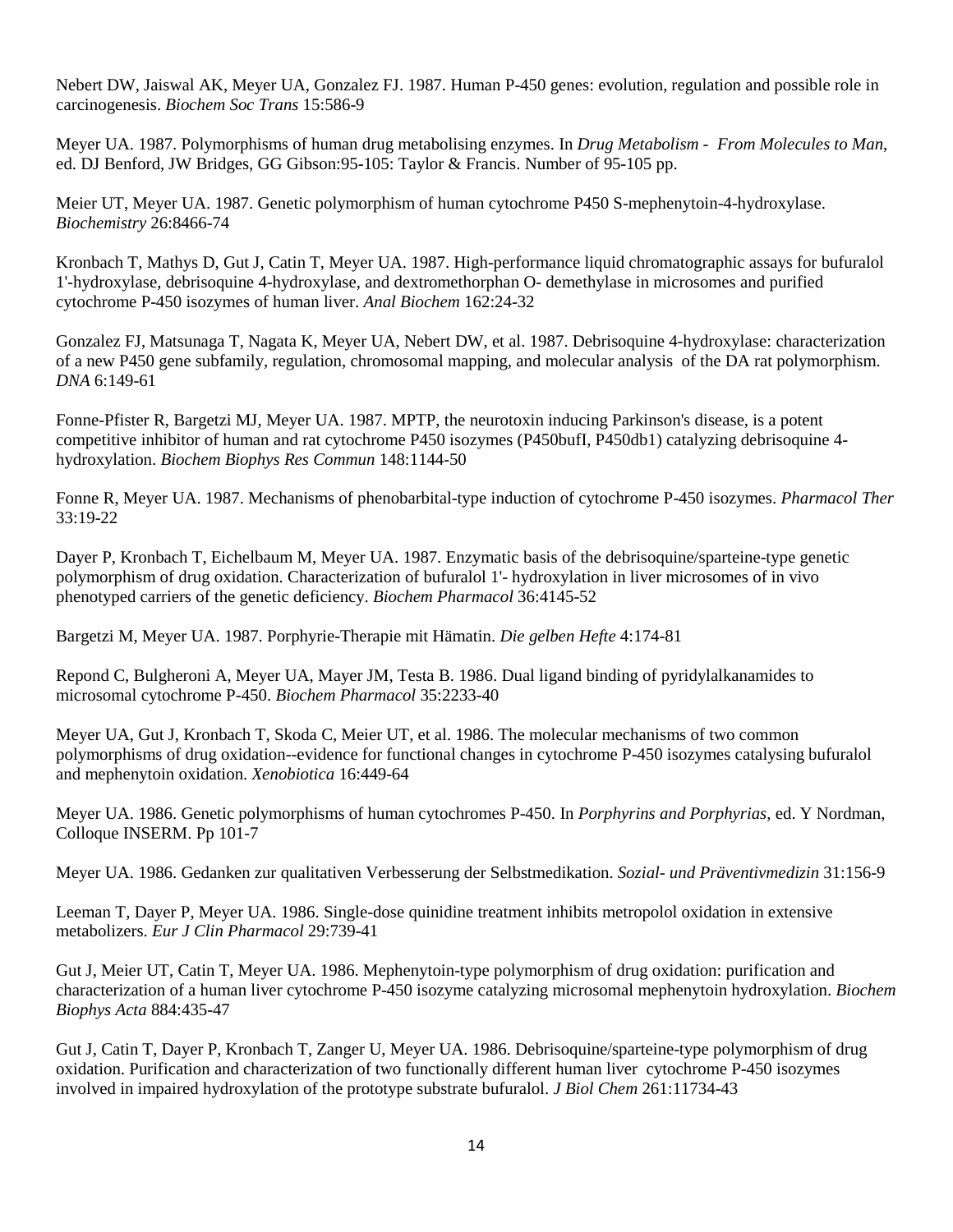Nebert DW, Jaiswal AK, Meyer UA, Gonzalez FJ. 1987. Human P-450 genes: evolution, regulation and possible role in carcinogenesis. *Biochem Soc Trans* 15:586-9

Meyer UA. 1987. Polymorphisms of human drug metabolising enzymes. In *Drug Metabolism - From Molecules to Man*, ed. DJ Benford, JW Bridges, GG Gibson:95-105: Taylor & Francis. Number of 95-105 pp.

Meier UT, Meyer UA. 1987. Genetic polymorphism of human cytochrome P450 S-mephenytoin-4-hydroxylase. *Biochemistry* 26:8466-74

Kronbach T, Mathys D, Gut J, Catin T, Meyer UA. 1987. High-performance liquid chromatographic assays for bufuralol 1'-hydroxylase, debrisoquine 4-hydroxylase, and dextromethorphan O- demethylase in microsomes and purified cytochrome P-450 isozymes of human liver. *Anal Biochem* 162:24-32

Gonzalez FJ, Matsunaga T, Nagata K, Meyer UA, Nebert DW, et al. 1987. Debrisoquine 4-hydroxylase: characterization of a new P450 gene subfamily, regulation, chromosomal mapping, and molecular analysis of the DA rat polymorphism. *DNA* 6:149-61

Fonne-Pfister R, Bargetzi MJ, Meyer UA. 1987. MPTP, the neurotoxin inducing Parkinson's disease, is a potent competitive inhibitor of human and rat cytochrome P450 isozymes (P450bufI, P450db1) catalyzing debrisoquine 4-hydroxylation. *Biochem Biophys Res Commun* 148:1144-50

Fonne R, Meyer UA. 1987. Mechanisms of phenobarbital-type induction of cytochrome P-450 isozymes. *Pharmacol Ther* 33:19-22

Dayer P, Kronbach T, Eichelbaum M, Meyer UA. 1987. Enzymatic basis of the debrisoquine/sparteine-type genetic polymorphism of drug oxidation. Characterization of bufuralol 1'- hydroxylation in liver microsomes of in vivo phenotyped carriers of the genetic deficiency. *Biochem Pharmacol* 36:4145-52

Bargetzi M, Meyer UA. 1987. Porphyrie-Therapie mit Hämatin. *Die gelben Hefte* 4:174-81

Repond C, Bulgheroni A, Meyer UA, Mayer JM, Testa B. 1986. Dual ligand binding of pyridylalkanamides to microsomal cytochrome P-450. *Biochem Pharmacol* 35:2233-40

Meyer UA, Gut J, Kronbach T, Skoda C, Meier UT, et al. 1986. The molecular mechanisms of two common polymorphisms of drug oxidation--evidence for functional changes in cytochrome P-450 isozymes catalysing bufuralol and mephenytoin oxidation. *Xenobiotica* 16:449-64

Meyer UA. 1986. Genetic polymorphisms of human cytochromes P-450. In *Porphyrins and Porphyrias*, ed. Y Nordman, Colloque INSERM. Pp 101-7

Meyer UA. 1986. Gedanken zur qualitativen Verbesserung der Selbstmedikation. *Sozial- und Präventivmedizin* 31:156-9

Leeman T, Dayer P, Meyer UA. 1986. Single-dose quinidine treatment inhibits metropolol oxidation in extensive metabolizers. *Eur J Clin Pharmacol* 29:739-41

Gut J, Meier UT, Catin T, Meyer UA. 1986. Mephenytoin-type polymorphism of drug oxidation: purification and characterization of a human liver cytochrome P-450 isozyme catalyzing microsomal mephenytoin hydroxylation. *Biochem Biophys Acta* 884:435-47

Gut J, Catin T, Dayer P, Kronbach T, Zanger U, Meyer UA. 1986. Debrisoquine/sparteine-type polymorphism of drug oxidation. Purification and characterization of two functionally different human liver cytochrome P-450 isozymes involved in impaired hydroxylation of the prototype substrate bufuralol. *J Biol Chem* 261:11734-43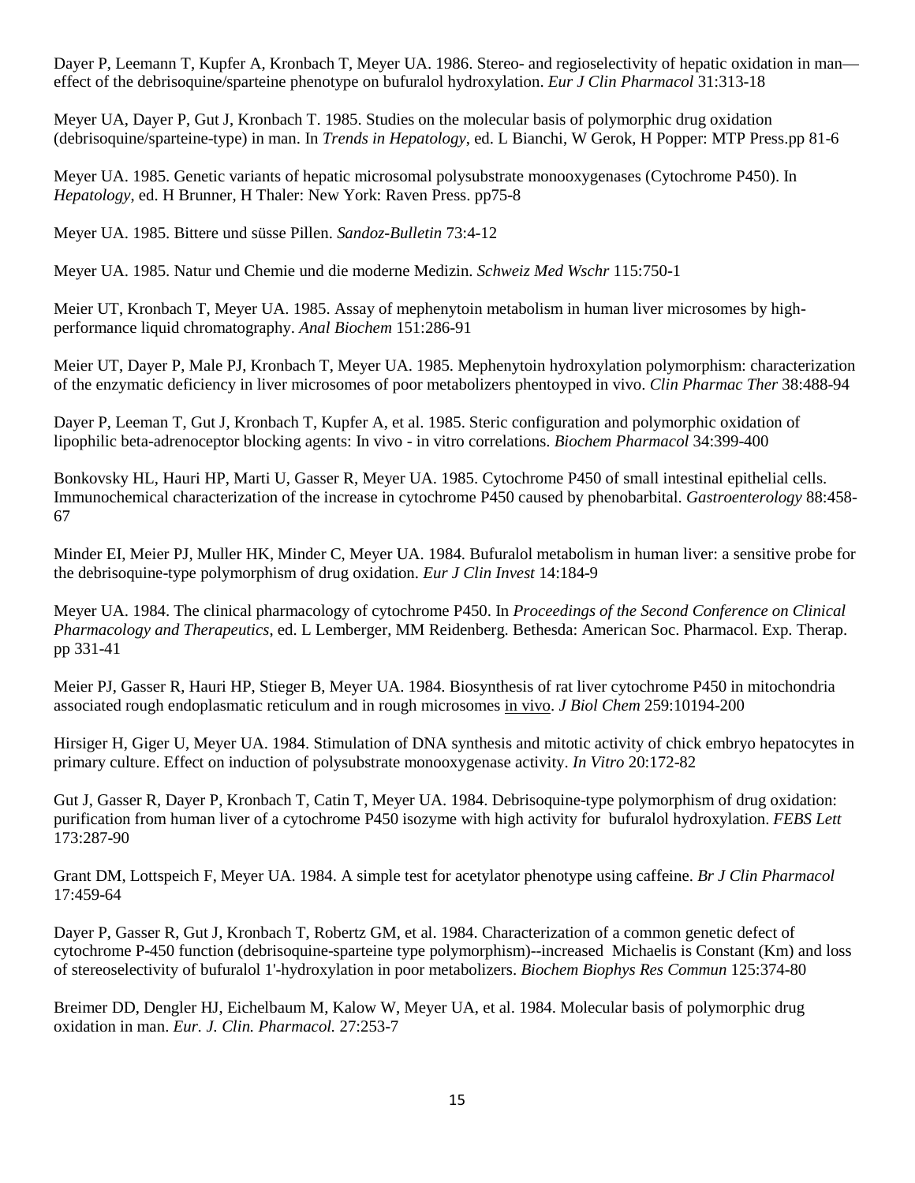Dayer P, Leemann T, Kupfer A, Kronbach T, Meyer UA. 1986. Stereo- and regioselectivity of hepatic oxidation in man—effect of the debrisoquine/sparteine phenotype on bufuralol hydroxylation. *Eur J Clin Pharmacol* 31:313-18

Meyer UA, Dayer P, Gut J, Kronbach T. 1985. Studies on the molecular basis of polymorphic drug oxidation (debrisoquine/sparteine-type) in man. In *Trends in Hepatology*, ed. L Bianchi, W Gerok, H Popper: MTP Press.pp 81-6

Meyer UA. 1985. Genetic variants of hepatic microsomal polysubstrate monooxygenases (Cytochrome P450). In *Hepatology*, ed. H Brunner, H Thaler: New York: Raven Press. pp75-8

Meyer UA. 1985. Bittere und süsse Pillen. *Sandoz-Bulletin* 73:4-12

Meyer UA. 1985. Natur und Chemie und die moderne Medizin. *Schweiz Med Wschr* 115:750-1

Meier UT, Kronbach T, Meyer UA. 1985. Assay of mephenytoin metabolism in human liver microsomes by high-performance liquid chromatography. *Anal Biochem* 151:286-91

Meier UT, Dayer P, Male PJ, Kronbach T, Meyer UA. 1985. Mephenytoin hydroxylation polymorphism: characterization of the enzymatic deficiency in liver microsomes of poor metabolizers phentoyped in vivo. *Clin Pharmac Ther* 38:488-94

Dayer P, Leeman T, Gut J, Kronbach T, Kupfer A, et al. 1985. Steric configuration and polymorphic oxidation of lipophilic beta-adrenoceptor blocking agents: In vivo - in vitro correlations. *Biochem Pharmacol* 34:399-400

Bonkovsky HL, Hauri HP, Marti U, Gasser R, Meyer UA. 1985. Cytochrome P450 of small intestinal epithelial cells. Immunochemical characterization of the increase in cytochrome P450 caused by phenobarbital. *Gastroenterology* 88:458-67

Minder EI, Meier PJ, Muller HK, Minder C, Meyer UA. 1984. Bufuralol metabolism in human liver: a sensitive probe for the debrisoquine-type polymorphism of drug oxidation. *Eur J Clin Invest* 14:184-9

Meyer UA. 1984. The clinical pharmacology of cytochrome P450. In *Proceedings of the Second Conference on Clinical Pharmacology and Therapeutics*, ed. L Lemberger, MM Reidenberg. Bethesda: American Soc. Pharmacol. Exp. Therap. pp 331-41

Meier PJ, Gasser R, Hauri HP, Stieger B, Meyer UA. 1984. Biosynthesis of rat liver cytochrome P450 in mitochondria associated rough endoplasmatic reticulum and in rough microsomes in vivo. *J Biol Chem* 259:10194-200

Hirsiger H, Giger U, Meyer UA. 1984. Stimulation of DNA synthesis and mitotic activity of chick embryo hepatocytes in primary culture. Effect on induction of polysubstrate monooxygenase activity. *In Vitro* 20:172-82

Gut J, Gasser R, Dayer P, Kronbach T, Catin T, Meyer UA. 1984. Debrisoquine-type polymorphism of drug oxidation: purification from human liver of a cytochrome P450 isozyme with high activity for bufuralol hydroxylation. *FEBS Lett* 173:287-90

Grant DM, Lottspeich F, Meyer UA. 1984. A simple test for acetylator phenotype using caffeine. *Br J Clin Pharmacol* 17:459-64

Dayer P, Gasser R, Gut J, Kronbach T, Robertz GM, et al. 1984. Characterization of a common genetic defect of cytochrome P-450 function (debrisoquine-sparteine type polymorphism)--increased Michaelis is Constant (Km) and loss of stereoselectivity of bufuralol 1'-hydroxylation in poor metabolizers. *Biochem Biophys Res Commun* 125:374-80

Breimer DD, Dengler HJ, Eichelbaum M, Kalow W, Meyer UA, et al. 1984. Molecular basis of polymorphic drug oxidation in man. *Eur. J. Clin. Pharmacol.* 27:253-7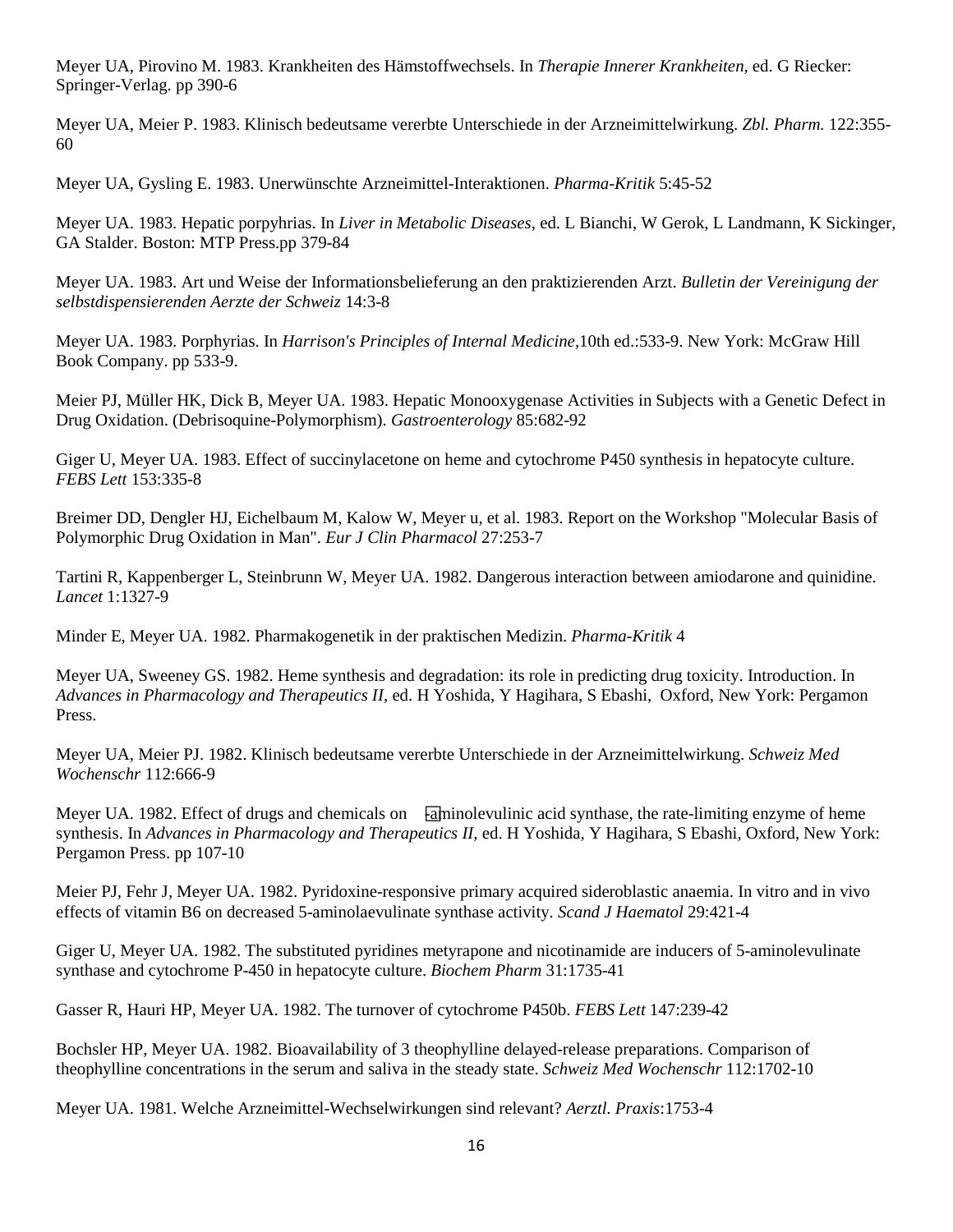Meyer UA, Pirovino M. 1983. Krankheiten des Hämstoffwechsels. In *Therapie Innerer Krankheiten*, ed. G Riecker: Springer-Verlag. pp 390-6

Meyer UA, Meier P. 1983. Klinisch bedeutsame vererbte Unterschiede in der Arzneimittelwirkung. *Zbl. Pharm.* 122:355-60

Meyer UA, Gysling E. 1983. Unerwünschte Arzneimittel-Interaktionen. *Pharma-Kritik* 5:45-52

Meyer UA. 1983. Hepatic porpyhrias. In *Liver in Metabolic Diseases*, ed. L Bianchi, W Gerok, L Landmann, K Sickinger, GA Stalder. Boston: MTP Press.pp 379-84

Meyer UA. 1983. Art und Weise der Informationsbelieferung an den praktizierenden Arzt. *Bulletin der Vereinigung der selbstdispensierenden Aerzte der Schweiz* 14:3-8

Meyer UA. 1983. Porphyrias. In *Harrison's Principles of Internal Medicine*,10th ed.:533-9. New York: McGraw Hill Book Company. pp 533-9.

Meier PJ, Müller HK, Dick B, Meyer UA. 1983. Hepatic Monooxygenase Activities in Subjects with a Genetic Defect in Drug Oxidation. (Debrisoquine-Polymorphism). *Gastroenterology* 85:682-92

Giger U, Meyer UA. 1983. Effect of succinylacetone on heme and cytochrome P450 synthesis in hepatocyte culture. *FEBS Lett* 153:335-8

Breimer DD, Dengler HJ, Eichelbaum M, Kalow W, Meyer u, et al. 1983. Report on the Workshop "Molecular Basis of Polymorphic Drug Oxidation in Man". *Eur J Clin Pharmacol* 27:253-7

Tartini R, Kappenberger L, Steinbrunn W, Meyer UA. 1982. Dangerous interaction between amiodarone and quinidine. *Lancet* 1:1327-9

Minder E, Meyer UA. 1982. Pharmakogenetik in der praktischen Medizin. *Pharma-Kritik* 4

Meyer UA, Sweeney GS. 1982. Heme synthesis and degradation: its role in predicting drug toxicity. Introduction. In *Advances in Pharmacology and Therapeutics II*, ed. H Yoshida, Y Hagihara, S Ebashi, Oxford, New York: Pergamon Press.

Meyer UA, Meier PJ. 1982. Klinisch bedeutsame vererbte Unterschiede in der Arzneimittelwirkung. *Schweiz Med Wochenschr* 112:666-9

Meyer UA. 1982. Effect of drugs and chemicals on aminolevulinic acid synthase, the rate-limiting enzyme of heme synthesis. In *Advances in Pharmacology and Therapeutics II*, ed. H Yoshida, Y Hagihara, S Ebashi, Oxford, New York: Pergamon Press. pp 107-10

Meier PJ, Fehr J, Meyer UA. 1982. Pyridoxine-responsive primary acquired sideroblastic anaemia. In vitro and in vivo effects of vitamin B6 on decreased 5-aminolaevulinate synthase activity. *Scand J Haematol* 29:421-4

Giger U, Meyer UA. 1982. The substituted pyridines metyrapone and nicotinamide are inducers of 5-aminolevulinate synthase and cytochrome P-450 in hepatocyte culture. *Biochem Pharm* 31:1735-41

Gasser R, Hauri HP, Meyer UA. 1982. The turnover of cytochrome P450b. *FEBS Lett* 147:239-42

Bochsler HP, Meyer UA. 1982. Bioavailability of 3 theophylline delayed-release preparations. Comparison of theophylline concentrations in the serum and saliva in the steady state. *Schweiz Med Wochenschr* 112:1702-10

Meyer UA. 1981. Welche Arzneimittel-Wechselwirkungen sind relevant? *Aerztl. Praxis*:1753-4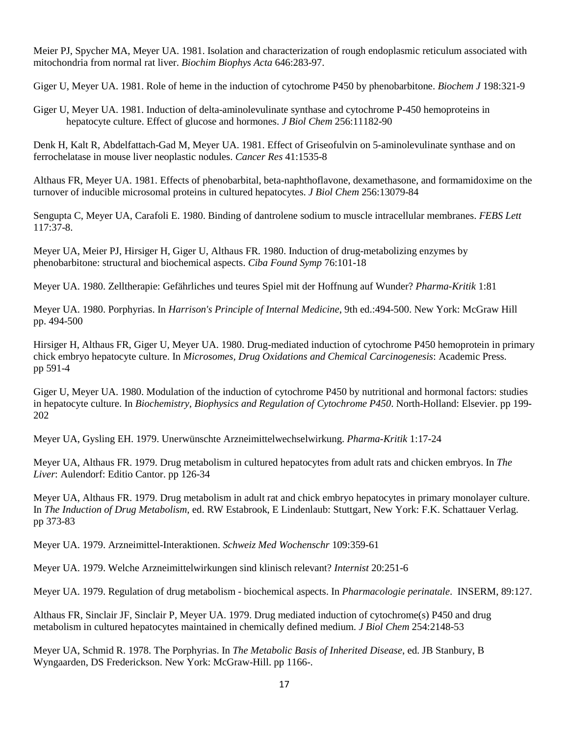Meier PJ, Spycher MA, Meyer UA. 1981. Isolation and characterization of rough endoplasmic reticulum associated with mitochondria from normal rat liver. *Biochim Biophys Acta* 646:283-97.

Giger U, Meyer UA. 1981. Role of heme in the induction of cytochrome P450 by phenobarbitone. *Biochem J* 198:321-9

Giger U, Meyer UA. 1981. Induction of delta-aminolevulinate synthase and cytochrome P-450 hemoproteins in hepatocyte culture. Effect of glucose and hormones. *J Biol Chem* 256:11182-90

Denk H, Kalt R, Abdelfattach-Gad M, Meyer UA. 1981. Effect of Griseofulvin on 5-aminolevulinate synthase and on ferrochelatase in mouse liver neoplastic nodules. *Cancer Res* 41:1535-8

Althaus FR, Meyer UA. 1981. Effects of phenobarbital, beta-naphthoflavone, dexamethasone, and formamidoxime on the turnover of inducible microsomal proteins in cultured hepatocytes. *J Biol Chem* 256:13079-84

Sengupta C, Meyer UA, Carafoli E. 1980. Binding of dantrolene sodium to muscle intracellular membranes. *FEBS Lett* 117:37-8.

Meyer UA, Meier PJ, Hirsiger H, Giger U, Althaus FR. 1980. Induction of drug-metabolizing enzymes by phenobarbitone: structural and biochemical aspects. *Ciba Found Symp* 76:101-18

Meyer UA. 1980. Zelltherapie: Gefährliches und teures Spiel mit der Hoffnung auf Wunder? *Pharma-Kritik* 1:81

Meyer UA. 1980. Porphyrias. In *Harrison's Principle of Internal Medicine*, 9th ed.:494-500. New York: McGraw Hill pp. 494-500

Hirsiger H, Althaus FR, Giger U, Meyer UA. 1980. Drug-mediated induction of cytochrome P450 hemoprotein in primary chick embryo hepatocyte culture. In *Microsomes, Drug Oxidations and Chemical Carcinogenesis*: Academic Press. pp 591-4

Giger U, Meyer UA. 1980. Modulation of the induction of cytochrome P450 by nutritional and hormonal factors: studies in hepatocyte culture. In *Biochemistry, Biophysics and Regulation of Cytochrome P450*. North-Holland: Elsevier. pp 199-202

Meyer UA, Gysling EH. 1979. Unerwünschte Arzneimittelwechselwirkung. *Pharma-Kritik* 1:17-24

Meyer UA, Althaus FR. 1979. Drug metabolism in cultured hepatocytes from adult rats and chicken embryos. In *The Liver*: Aulendorf: Editio Cantor. pp 126-34

Meyer UA, Althaus FR. 1979. Drug metabolism in adult rat and chick embryo hepatocytes in primary monolayer culture. In *The Induction of Drug Metabolism*, ed. RW Estabrook, E Lindenlaub: Stuttgart, New York: F.K. Schattauer Verlag. pp 373-83

Meyer UA. 1979. Arzneimittel-Interaktionen. *Schweiz Med Wochenschr* 109:359-61

Meyer UA. 1979. Welche Arzneimittelwirkungen sind klinisch relevant? *Internist* 20:251-6

Meyer UA. 1979. Regulation of drug metabolism - biochemical aspects. In *Pharmacologie perinatale*. INSERM, 89:127.

Althaus FR, Sinclair JF, Sinclair P, Meyer UA. 1979. Drug mediated induction of cytochrome(s) P450 and drug metabolism in cultured hepatocytes maintained in chemically defined medium. *J Biol Chem* 254:2148-53

Meyer UA, Schmid R. 1978. The Porphyrias. In *The Metabolic Basis of Inherited Disease*, ed. JB Stanbury, B Wyngaarden, DS Frederickson. New York: McGraw-Hill. pp 1166-.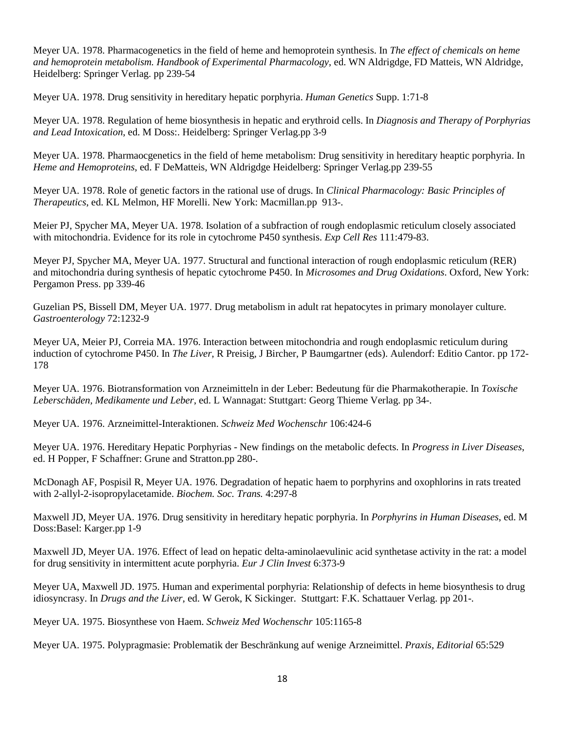Meyer UA. 1978. Pharmacogenetics in the field of heme and hemoprotein synthesis. In *The effect of chemicals on heme and hemoprotein metabolism. Handbook of Experimental Pharmacology*, ed. WN Aldrigdge, FD Matteis, WN Aldridge, Heidelberg: Springer Verlag. pp 239-54

Meyer UA. 1978. Drug sensitivity in hereditary hepatic porphyria. *Human Genetics* Supp. 1:71-8

Meyer UA. 1978. Regulation of heme biosynthesis in hepatic and erythroid cells. In *Diagnosis and Therapy of Porphyrias and Lead Intoxication*, ed. M Doss:. Heidelberg: Springer Verlag.pp 3-9

Meyer UA. 1978. Pharmaocgenetics in the field of heme metabolism: Drug sensitivity in hereditary heaptic porphyria. In *Heme and Hemoproteins*, ed. F DeMatteis, WN Aldrigdge Heidelberg: Springer Verlag.pp 239-55

Meyer UA. 1978. Role of genetic factors in the rational use of drugs. In *Clinical Pharmacology: Basic Principles of Therapeutics*, ed. KL Melmon, HF Morelli. New York: Macmillan.pp 913-.

Meier PJ, Spycher MA, Meyer UA. 1978. Isolation of a subfraction of rough endoplasmic reticulum closely associated with mitochondria. Evidence for its role in cytochrome P450 synthesis. *Exp Cell Res* 111:479-83.

Meyer PJ, Spycher MA, Meyer UA. 1977. Structural and functional interaction of rough endoplasmic reticulum (RER) and mitochondria during synthesis of hepatic cytochrome P450. In *Microsomes and Drug Oxidations*. Oxford, New York: Pergamon Press. pp 339-46

Guzelian PS, Bissell DM, Meyer UA. 1977. Drug metabolism in adult rat hepatocytes in primary monolayer culture. *Gastroenterology* 72:1232-9

Meyer UA, Meier PJ, Correia MA. 1976. Interaction between mitochondria and rough endoplasmic reticulum during induction of cytochrome P450. In *The Liver*, R Preisig, J Bircher, P Baumgartner (eds). Aulendorf: Editio Cantor. pp 172-178

Meyer UA. 1976. Biotransformation von Arzneimitteln in der Leber: Bedeutung für die Pharmakotherapie. In *Toxische Leberschäden, Medikamente und Leber*, ed. L Wannagat: Stuttgart: Georg Thieme Verlag. pp 34-.

Meyer UA. 1976. Arzneimittel-Interaktionen. *Schweiz Med Wochenschr* 106:424-6

Meyer UA. 1976. Hereditary Hepatic Porphyrias - New findings on the metabolic defects. In *Progress in Liver Diseases*, ed. H Popper, F Schaffner: Grune and Stratton.pp 280-.

McDonagh AF, Pospisil R, Meyer UA. 1976. Degradation of hepatic haem to porphyrins and oxophlorins in rats treated with 2-allyl-2-isopropylacetamide. *Biochem. Soc. Trans.* 4:297-8

Maxwell JD, Meyer UA. 1976. Drug sensitivity in hereditary hepatic porphyria. In *Porphyrins in Human Diseases*, ed. M Doss:Basel: Karger.pp 1-9

Maxwell JD, Meyer UA. 1976. Effect of lead on hepatic delta-aminolaevulinic acid synthetase activity in the rat: a model for drug sensitivity in intermittent acute porphyria. *Eur J Clin Invest* 6:373-9

Meyer UA, Maxwell JD. 1975. Human and experimental porphyria: Relationship of defects in heme biosynthesis to drug idiosyncrasy. In *Drugs and the Liver*, ed. W Gerok, K Sickinger. Stuttgart: F.K. Schattauer Verlag. pp 201-.

Meyer UA. 1975. Biosynthese von Haem. *Schweiz Med Wochenschr* 105:1165-8

Meyer UA. 1975. Polypragmasie: Problematik der Beschränkung auf wenige Arzneimittel. *Praxis, Editorial* 65:529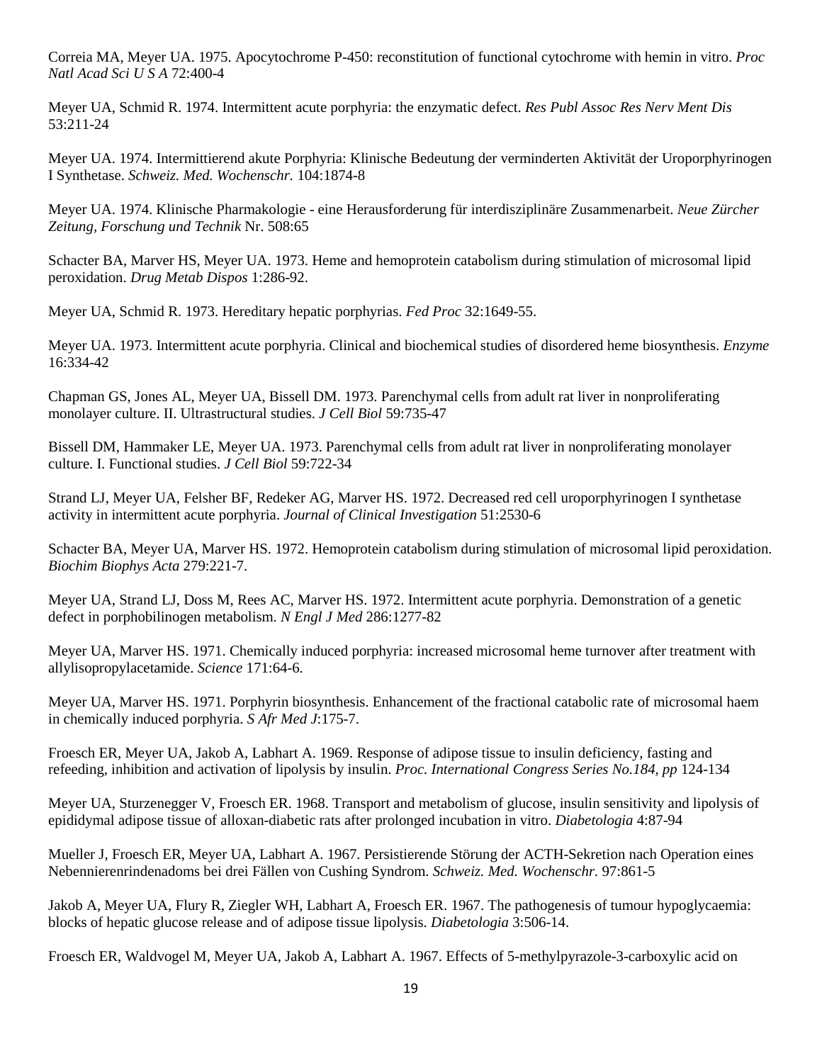Correia MA, Meyer UA. 1975. Apocytochrome P-450: reconstitution of functional cytochrome with hemin in vitro. *Proc Natl Acad Sci U S A* 72:400-4

Meyer UA, Schmid R. 1974. Intermittent acute porphyria: the enzymatic defect. *Res Publ Assoc Res Nerv Ment Dis* 53:211-24

Meyer UA. 1974. Intermittierend akute Porphyria: Klinische Bedeutung der verminderten Aktivität der Uroporphyrinogen I Synthetase. *Schweiz. Med. Wochenschr.* 104:1874-8

Meyer UA. 1974. Klinische Pharmakologie - eine Herausforderung für interdisziplinäre Zusammenarbeit. *Neue Zürcher Zeitung, Forschung und Technik* Nr. 508:65

Schacter BA, Marver HS, Meyer UA. 1973. Heme and hemoprotein catabolism during stimulation of microsomal lipid peroxidation. *Drug Metab Dispos* 1:286-92.

Meyer UA, Schmid R. 1973. Hereditary hepatic porphyrias. *Fed Proc* 32:1649-55.

Meyer UA. 1973. Intermittent acute porphyria. Clinical and biochemical studies of disordered heme biosynthesis. *Enzyme* 16:334-42

Chapman GS, Jones AL, Meyer UA, Bissell DM. 1973. Parenchymal cells from adult rat liver in nonproliferating monolayer culture. II. Ultrastructural studies. *J Cell Biol* 59:735-47

Bissell DM, Hammaker LE, Meyer UA. 1973. Parenchymal cells from adult rat liver in nonproliferating monolayer culture. I. Functional studies. *J Cell Biol* 59:722-34

Strand LJ, Meyer UA, Felsher BF, Redeker AG, Marver HS. 1972. Decreased red cell uroporphyrinogen I synthetase activity in intermittent acute porphyria. *Journal of Clinical Investigation* 51:2530-6

Schacter BA, Meyer UA, Marver HS. 1972. Hemoprotein catabolism during stimulation of microsomal lipid peroxidation. *Biochim Biophys Acta* 279:221-7.

Meyer UA, Strand LJ, Doss M, Rees AC, Marver HS. 1972. Intermittent acute porphyria. Demonstration of a genetic defect in porphobilinogen metabolism. *N Engl J Med* 286:1277-82

Meyer UA, Marver HS. 1971. Chemically induced porphyria: increased microsomal heme turnover after treatment with allylisopropylacetamide. *Science* 171:64-6.

Meyer UA, Marver HS. 1971. Porphyrin biosynthesis. Enhancement of the fractional catabolic rate of microsomal haem in chemically induced porphyria. *S Afr Med J*:175-7.

Froesch ER, Meyer UA, Jakob A, Labhart A. 1969. Response of adipose tissue to insulin deficiency, fasting and refeeding, inhibition and activation of lipolysis by insulin. *Proc. International Congress Series No.184, pp* 124-134

Meyer UA, Sturzenegger V, Froesch ER. 1968. Transport and metabolism of glucose, insulin sensitivity and lipolysis of epididymal adipose tissue of alloxan-diabetic rats after prolonged incubation in vitro. *Diabetologia* 4:87-94

Mueller J, Froesch ER, Meyer UA, Labhart A. 1967. Persistierende Störung der ACTH-Sekretion nach Operation eines Nebennierenrindenadoms bei drei Fällen von Cushing Syndrom. *Schweiz. Med. Wochenschr.* 97:861-5

Jakob A, Meyer UA, Flury R, Ziegler WH, Labhart A, Froesch ER. 1967. The pathogenesis of tumour hypoglycaemia: blocks of hepatic glucose release and of adipose tissue lipolysis. *Diabetologia* 3:506-14.

Froesch ER, Waldvogel M, Meyer UA, Jakob A, Labhart A. 1967. Effects of 5-methylpyrazole-3-carboxylic acid on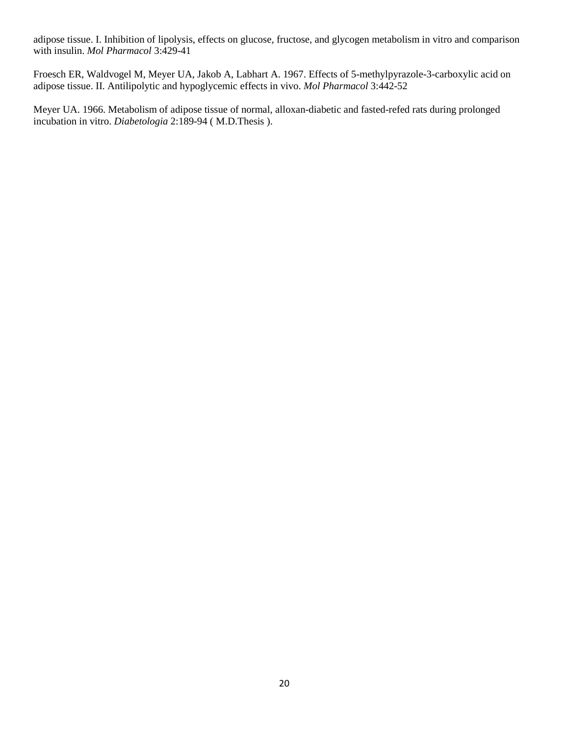adipose tissue. I. Inhibition of lipolysis, effects on glucose, fructose, and glycogen metabolism in vitro and comparison with insulin. *Mol Pharmacol* 3:429-41

Froesch ER, Waldvogel M, Meyer UA, Jakob A, Labhart A. 1967. Effects of 5-methylpyrazole-3-carboxylic acid on adipose tissue. II. Antilipolytic and hypoglycemic effects in vivo. *Mol Pharmacol* 3:442-52

Meyer UA. 1966. Metabolism of adipose tissue of normal, alloxan-diabetic and fasted-refed rats during prolonged incubation in vitro. *Diabetologia* 2:189-94 ( M.D.Thesis ).